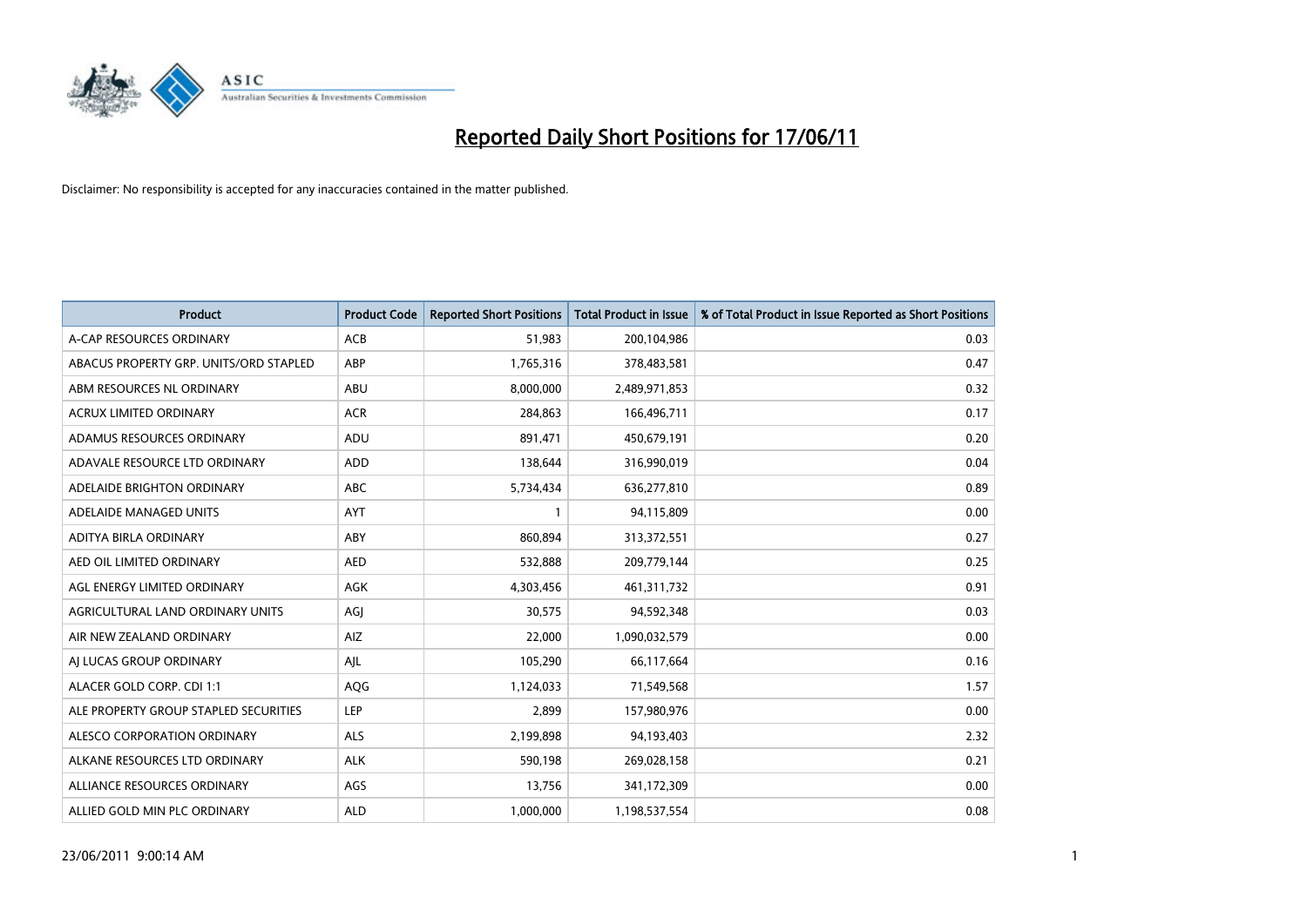# Reported Daily Short Positions for 17/06/11

Disclaimer: No responsibility is accepted for any inaccuracies contained in the matter published.

| Product | Product Code | Reported Short Positions | Total Product in Issue | % of Total Product in Issue Reported as Short Positions |
|---|---|---|---|---|
| A-CAP RESOURCES ORDINARY | ACB | 51,983 | 200,104,986 | 0.03 |
| ABACUS PROPERTY GRP. UNITS/ORD STAPLED | ABP | 1,765,316 | 378,483,581 | 0.47 |
| ABM RESOURCES NL ORDINARY | ABU | 8,000,000 | 2,489,971,853 | 0.32 |
| ACRUX LIMITED ORDINARY | ACR | 284,863 | 166,496,711 | 0.17 |
| ADAMUS RESOURCES ORDINARY | ADU | 891,471 | 450,679,191 | 0.20 |
| ADAVALE RESOURCE LTD ORDINARY | ADD | 138,644 | 316,990,019 | 0.04 |
| ADELAIDE BRIGHTON ORDINARY | ABC | 5,734,434 | 636,277,810 | 0.89 |
| ADELAIDE MANAGED UNITS | AYT | 1 | 94,115,809 | 0.00 |
| ADITYA BIRLA ORDINARY | ABY | 860,894 | 313,372,551 | 0.27 |
| AED OIL LIMITED ORDINARY | AED | 532,888 | 209,779,144 | 0.25 |
| AGL ENERGY LIMITED ORDINARY | AGK | 4,303,456 | 461,311,732 | 0.91 |
| AGRICULTURAL LAND ORDINARY UNITS | AGJ | 30,575 | 94,592,348 | 0.03 |
| AIR NEW ZEALAND ORDINARY | AIZ | 22,000 | 1,090,032,579 | 0.00 |
| AJ LUCAS GROUP ORDINARY | AJL | 105,290 | 66,117,664 | 0.16 |
| ALACER GOLD CORP. CDI 1:1 | AQG | 1,124,033 | 71,549,568 | 1.57 |
| ALE PROPERTY GROUP STAPLED SECURITIES | LEP | 2,899 | 157,980,976 | 0.00 |
| ALESCO CORPORATION ORDINARY | ALS | 2,199,898 | 94,193,403 | 2.32 |
| ALKANE RESOURCES LTD ORDINARY | ALK | 590,198 | 269,028,158 | 0.21 |
| ALLIANCE RESOURCES ORDINARY | AGS | 13,756 | 341,172,309 | 0.00 |
| ALLIED GOLD MIN PLC ORDINARY | ALD | 1,000,000 | 1,198,537,554 | 0.08 |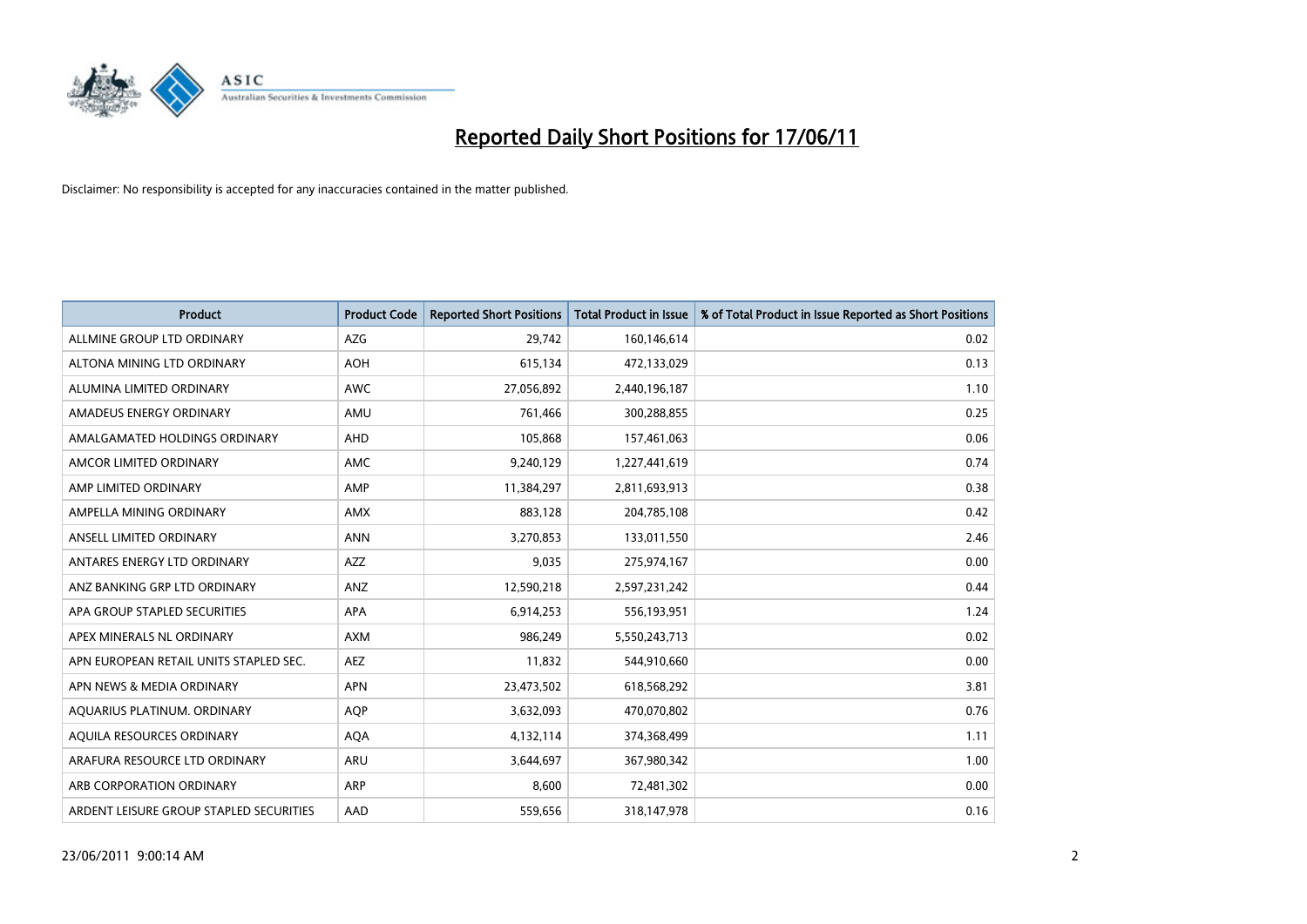# Reported Daily Short Positions for 17/06/11

Disclaimer: No responsibility is accepted for any inaccuracies contained in the matter published.

| Product | Product Code | Reported Short Positions | Total Product in Issue | % of Total Product in Issue Reported as Short Positions |
|---|---|---|---|---|
| ALLMINE GROUP LTD ORDINARY | AZG | 29,742 | 160,146,614 | 0.02 |
| ALTONA MINING LTD ORDINARY | AOH | 615,134 | 472,133,029 | 0.13 |
| ALUMINA LIMITED ORDINARY | AWC | 27,056,892 | 2,440,196,187 | 1.10 |
| AMADEUS ENERGY ORDINARY | AMU | 761,466 | 300,288,855 | 0.25 |
| AMALGAMATED HOLDINGS ORDINARY | AHD | 105,868 | 157,461,063 | 0.06 |
| AMCOR LIMITED ORDINARY | AMC | 9,240,129 | 1,227,441,619 | 0.74 |
| AMP LIMITED ORDINARY | AMP | 11,384,297 | 2,811,693,913 | 0.38 |
| AMPELLA MINING ORDINARY | AMX | 883,128 | 204,785,108 | 0.42 |
| ANSELL LIMITED ORDINARY | ANN | 3,270,853 | 133,011,550 | 2.46 |
| ANTARES ENERGY LTD ORDINARY | AZZ | 9,035 | 275,974,167 | 0.00 |
| ANZ BANKING GRP LTD ORDINARY | ANZ | 12,590,218 | 2,597,231,242 | 0.44 |
| APA GROUP STAPLED SECURITIES | APA | 6,914,253 | 556,193,951 | 1.24 |
| APEX MINERALS NL ORDINARY | AXM | 986,249 | 5,550,243,713 | 0.02 |
| APN EUROPEAN RETAIL UNITS STAPLED SEC. | AEZ | 11,832 | 544,910,660 | 0.00 |
| APN NEWS & MEDIA ORDINARY | APN | 23,473,502 | 618,568,292 | 3.81 |
| AQUARIUS PLATINUM. ORDINARY | AQP | 3,632,093 | 470,070,802 | 0.76 |
| AQUILA RESOURCES ORDINARY | AQA | 4,132,114 | 374,368,499 | 1.11 |
| ARAFURA RESOURCE LTD ORDINARY | ARU | 3,644,697 | 367,980,342 | 1.00 |
| ARB CORPORATION ORDINARY | ARP | 8,600 | 72,481,302 | 0.00 |
| ARDENT LEISURE GROUP STAPLED SECURITIES | AAD | 559,656 | 318,147,978 | 0.16 |

23/06/2011 9:00:14 AM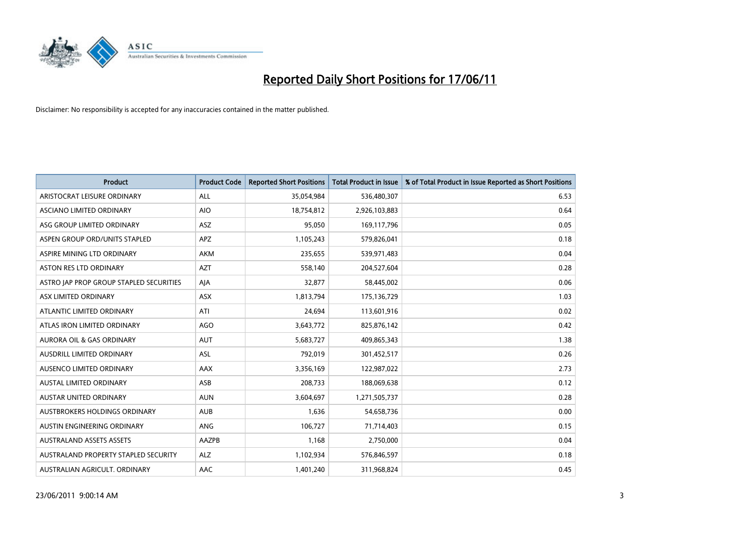# Reported Daily Short Positions for 17/06/11

Disclaimer: No responsibility is accepted for any inaccuracies contained in the matter published.

| Product | Product Code | Reported Short Positions | Total Product in Issue | % of Total Product in Issue Reported as Short Positions |
|---|---|---|---|---|
| ARISTOCRAT LEISURE ORDINARY | ALL | 35,054,984 | 536,480,307 | 6.53 |
| ASCIANO LIMITED ORDINARY | AIO | 18,754,812 | 2,926,103,883 | 0.64 |
| ASG GROUP LIMITED ORDINARY | ASZ | 95,050 | 169,117,796 | 0.05 |
| ASPEN GROUP ORD/UNITS STAPLED | APZ | 1,105,243 | 579,826,041 | 0.18 |
| ASPIRE MINING LTD ORDINARY | AKM | 235,655 | 539,971,483 | 0.04 |
| ASTON RES LTD ORDINARY | AZT | 558,140 | 204,527,604 | 0.28 |
| ASTRO JAP PROP GROUP STAPLED SECURITIES | AJA | 32,877 | 58,445,002 | 0.06 |
| ASX LIMITED ORDINARY | ASX | 1,813,794 | 175,136,729 | 1.03 |
| ATLANTIC LIMITED ORDINARY | ATI | 24,694 | 113,601,916 | 0.02 |
| ATLAS IRON LIMITED ORDINARY | AGO | 3,643,772 | 825,876,142 | 0.42 |
| AURORA OIL & GAS ORDINARY | AUT | 5,683,727 | 409,865,343 | 1.38 |
| AUSDRILL LIMITED ORDINARY | ASL | 792,019 | 301,452,517 | 0.26 |
| AUSENCO LIMITED ORDINARY | AAX | 3,356,169 | 122,987,022 | 2.73 |
| AUSTAL LIMITED ORDINARY | ASB | 208,733 | 188,069,638 | 0.12 |
| AUSTAR UNITED ORDINARY | AUN | 3,604,697 | 1,271,505,737 | 0.28 |
| AUSTBROKERS HOLDINGS ORDINARY | AUB | 1,636 | 54,658,736 | 0.00 |
| AUSTIN ENGINEERING ORDINARY | ANG | 106,727 | 71,714,403 | 0.15 |
| AUSTRALAND ASSETS ASSETS | AAZPB | 1,168 | 2,750,000 | 0.04 |
| AUSTRALAND PROPERTY STAPLED SECURITY | ALZ | 1,102,934 | 576,846,597 | 0.18 |
| AUSTRALIAN AGRICULT. ORDINARY | AAC | 1,401,240 | 311,968,824 | 0.45 |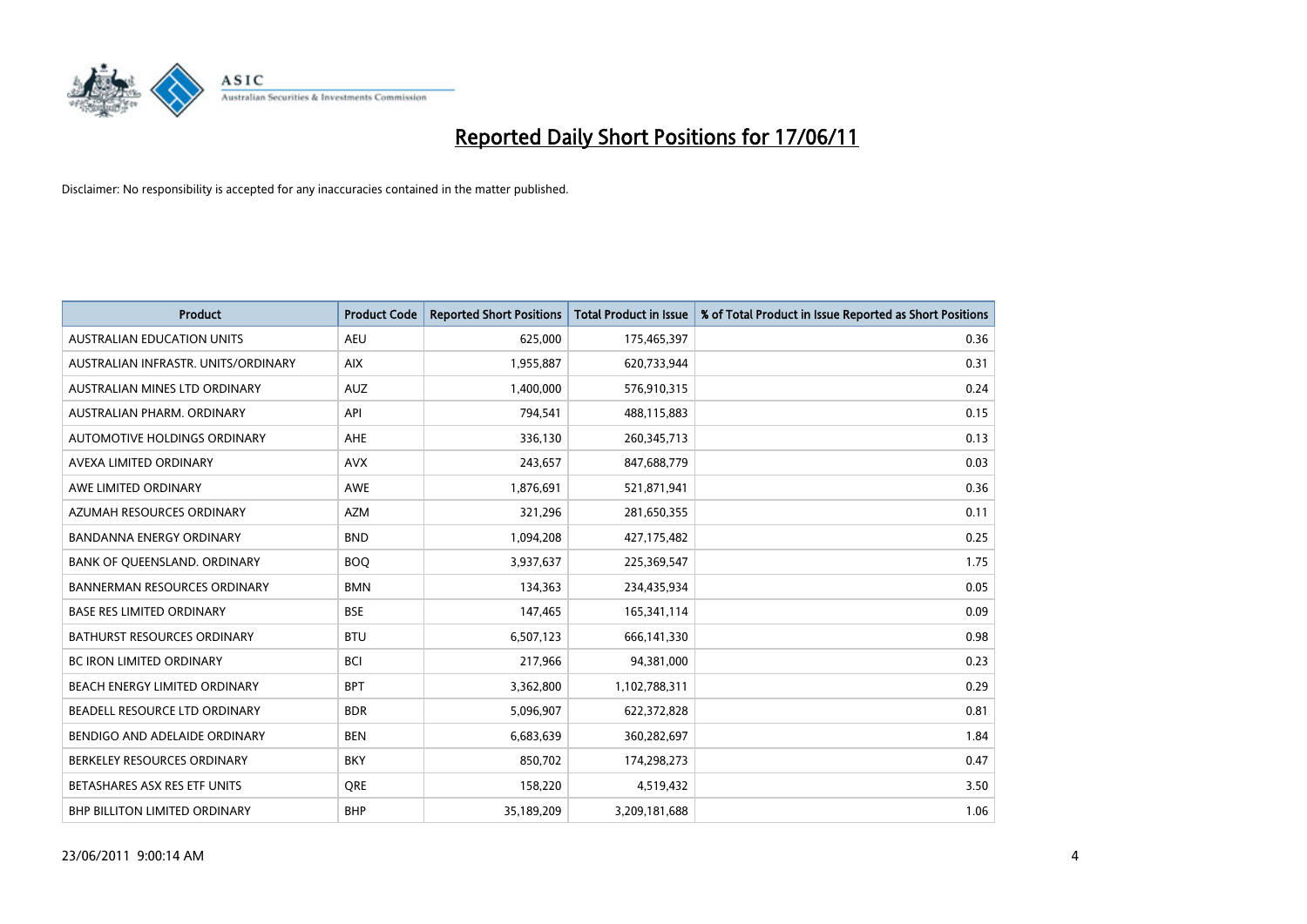# Reported Daily Short Positions for 17/06/11

Disclaimer: No responsibility is accepted for any inaccuracies contained in the matter published.

| Product | Product Code | Reported Short Positions | Total Product in Issue | % of Total Product in Issue Reported as Short Positions |
|---|---|---|---|---|
| AUSTRALIAN EDUCATION UNITS | AEU | 625,000 | 175,465,397 | 0.36 |
| AUSTRALIAN INFRASTR. UNITS/ORDINARY | AIX | 1,955,887 | 620,733,944 | 0.31 |
| AUSTRALIAN MINES LTD ORDINARY | AUZ | 1,400,000 | 576,910,315 | 0.24 |
| AUSTRALIAN PHARM. ORDINARY | API | 794,541 | 488,115,883 | 0.15 |
| AUTOMOTIVE HOLDINGS ORDINARY | AHE | 336,130 | 260,345,713 | 0.13 |
| AVEXA LIMITED ORDINARY | AVX | 243,657 | 847,688,779 | 0.03 |
| AWE LIMITED ORDINARY | AWE | 1,876,691 | 521,871,941 | 0.36 |
| AZUMAH RESOURCES ORDINARY | AZM | 321,296 | 281,650,355 | 0.11 |
| BANDANNA ENERGY ORDINARY | BND | 1,094,208 | 427,175,482 | 0.25 |
| BANK OF QUEENSLAND. ORDINARY | BOQ | 3,937,637 | 225,369,547 | 1.75 |
| BANNERMAN RESOURCES ORDINARY | BMN | 134,363 | 234,435,934 | 0.05 |
| BASE RES LIMITED ORDINARY | BSE | 147,465 | 165,341,114 | 0.09 |
| BATHURST RESOURCES ORDINARY | BTU | 6,507,123 | 666,141,330 | 0.98 |
| BC IRON LIMITED ORDINARY | BCI | 217,966 | 94,381,000 | 0.23 |
| BEACH ENERGY LIMITED ORDINARY | BPT | 3,362,800 | 1,102,788,311 | 0.29 |
| BEADELL RESOURCE LTD ORDINARY | BDR | 5,096,907 | 622,372,828 | 0.81 |
| BENDIGO AND ADELAIDE ORDINARY | BEN | 6,683,639 | 360,282,697 | 1.84 |
| BERKELEY RESOURCES ORDINARY | BKY | 850,702 | 174,298,273 | 0.47 |
| BETASHARES ASX RES ETF UNITS | QRE | 158,220 | 4,519,432 | 3.50 |
| BHP BILLITON LIMITED ORDINARY | BHP | 35,189,209 | 3,209,181,688 | 1.06 |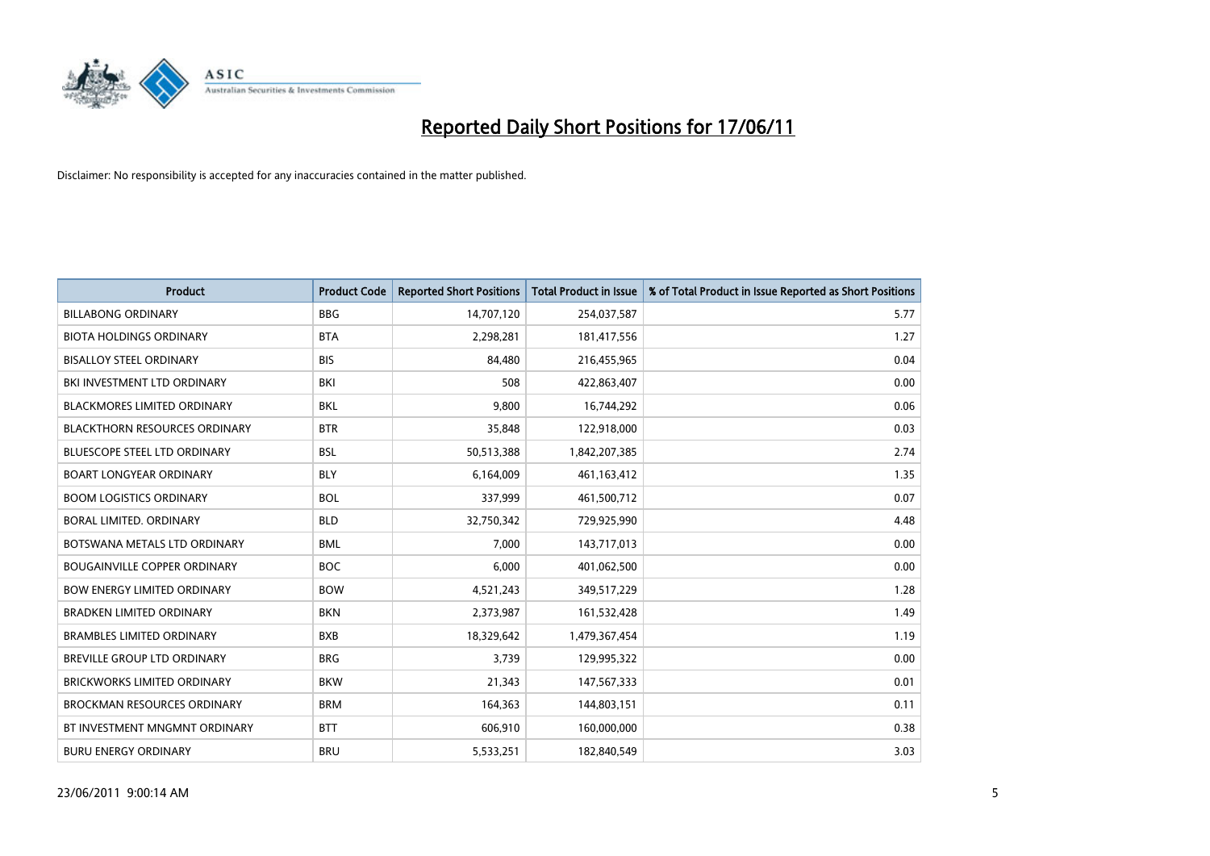# Reported Daily Short Positions for 17/06/11

Disclaimer: No responsibility is accepted for any inaccuracies contained in the matter published.

| Product | Product Code | Reported Short Positions | Total Product in Issue | % of Total Product in Issue Reported as Short Positions |
|---|---|---|---|---|
| BILLABONG ORDINARY | BBG | 14,707,120 | 254,037,587 | 5.77 |
| BIOTA HOLDINGS ORDINARY | BTA | 2,298,281 | 181,417,556 | 1.27 |
| BISALLOY STEEL ORDINARY | BIS | 84,480 | 216,455,965 | 0.04 |
| BKI INVESTMENT LTD ORDINARY | BKI | 508 | 422,863,407 | 0.00 |
| BLACKMORES LIMITED ORDINARY | BKL | 9,800 | 16,744,292 | 0.06 |
| BLACKTHORN RESOURCES ORDINARY | BTR | 35,848 | 122,918,000 | 0.03 |
| BLUESCOPE STEEL LTD ORDINARY | BSL | 50,513,388 | 1,842,207,385 | 2.74 |
| BOART LONGYEAR ORDINARY | BLY | 6,164,009 | 461,163,412 | 1.35 |
| BOOM LOGISTICS ORDINARY | BOL | 337,999 | 461,500,712 | 0.07 |
| BORAL LIMITED. ORDINARY | BLD | 32,750,342 | 729,925,990 | 4.48 |
| BOTSWANA METALS LTD ORDINARY | BML | 7,000 | 143,717,013 | 0.00 |
| BOUGAINVILLE COPPER ORDINARY | BOC | 6,000 | 401,062,500 | 0.00 |
| BOW ENERGY LIMITED ORDINARY | BOW | 4,521,243 | 349,517,229 | 1.28 |
| BRADKEN LIMITED ORDINARY | BKN | 2,373,987 | 161,532,428 | 1.49 |
| BRAMBLES LIMITED ORDINARY | BXB | 18,329,642 | 1,479,367,454 | 1.19 |
| BREVILLE GROUP LTD ORDINARY | BRG | 3,739 | 129,995,322 | 0.00 |
| BRICKWORKS LIMITED ORDINARY | BKW | 21,343 | 147,567,333 | 0.01 |
| BROCKMAN RESOURCES ORDINARY | BRM | 164,363 | 144,803,151 | 0.11 |
| BT INVESTMENT MNGMNT ORDINARY | BTT | 606,910 | 160,000,000 | 0.38 |
| BURU ENERGY ORDINARY | BRU | 5,533,251 | 182,840,549 | 3.03 |

23/06/2011 9:00:14 AM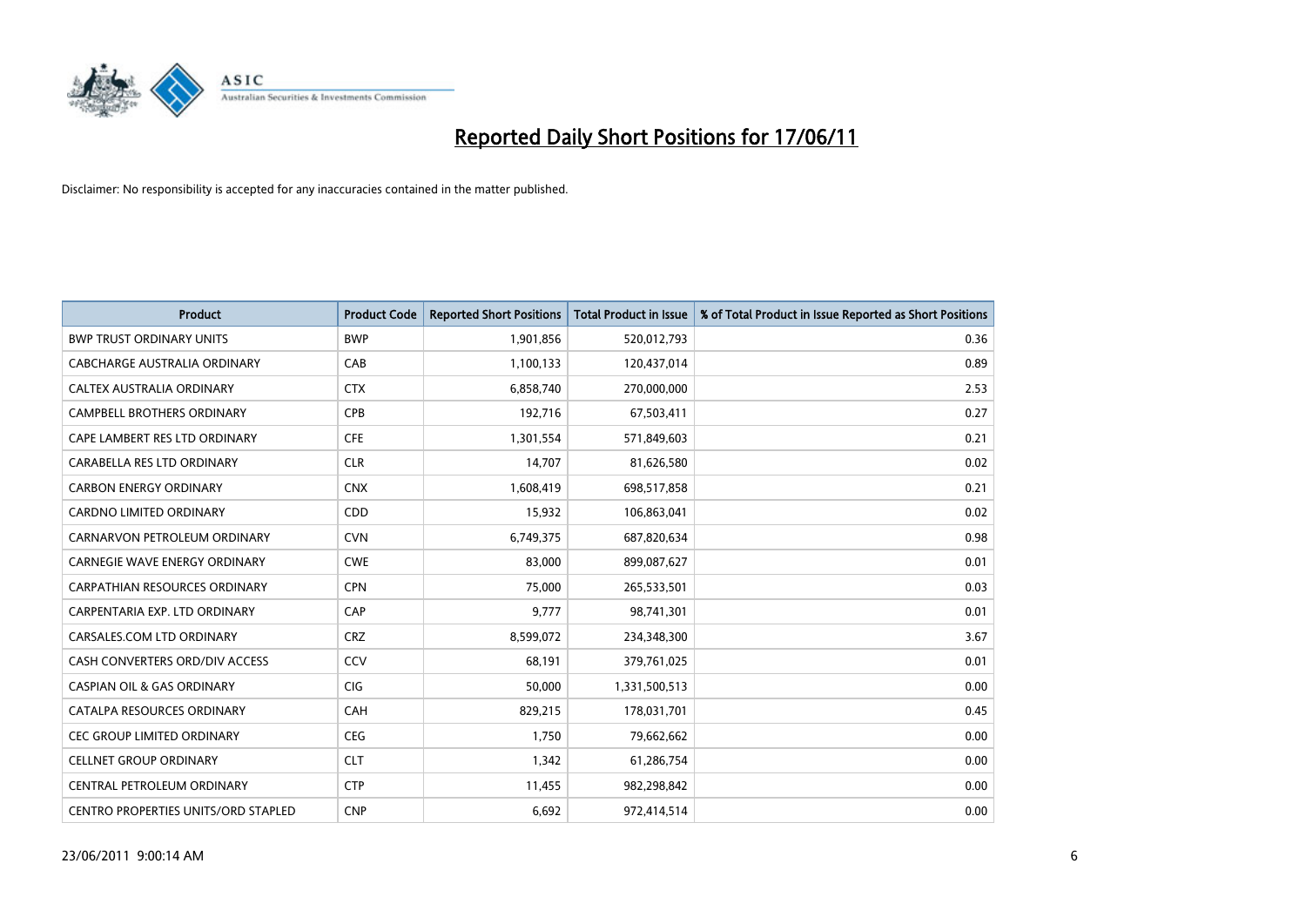# Reported Daily Short Positions for 17/06/11

Disclaimer: No responsibility is accepted for any inaccuracies contained in the matter published.

| Product | Product Code | Reported Short Positions | Total Product in Issue | % of Total Product in Issue Reported as Short Positions |
|---|---|---|---|---|
| BWP TRUST ORDINARY UNITS | BWP | 1,901,856 | 520,012,793 | 0.36 |
| CABCHARGE AUSTRALIA ORDINARY | CAB | 1,100,133 | 120,437,014 | 0.89 |
| CALTEX AUSTRALIA ORDINARY | CTX | 6,858,740 | 270,000,000 | 2.53 |
| CAMPBELL BROTHERS ORDINARY | CPB | 192,716 | 67,503,411 | 0.27 |
| CAPE LAMBERT RES LTD ORDINARY | CFE | 1,301,554 | 571,849,603 | 0.21 |
| CARABELLA RES LTD ORDINARY | CLR | 14,707 | 81,626,580 | 0.02 |
| CARBON ENERGY ORDINARY | CNX | 1,608,419 | 698,517,858 | 0.21 |
| CARDNO LIMITED ORDINARY | CDD | 15,932 | 106,863,041 | 0.02 |
| CARNARVON PETROLEUM ORDINARY | CVN | 6,749,375 | 687,820,634 | 0.98 |
| CARNEGIE WAVE ENERGY ORDINARY | CWE | 83,000 | 899,087,627 | 0.01 |
| CARPATHIAN RESOURCES ORDINARY | CPN | 75,000 | 265,533,501 | 0.03 |
| CARPENTARIA EXP. LTD ORDINARY | CAP | 9,777 | 98,741,301 | 0.01 |
| CARSALES.COM LTD ORDINARY | CRZ | 8,599,072 | 234,348,300 | 3.67 |
| CASH CONVERTERS ORD/DIV ACCESS | CCV | 68,191 | 379,761,025 | 0.01 |
| CASPIAN OIL & GAS ORDINARY | CIG | 50,000 | 1,331,500,513 | 0.00 |
| CATALPA RESOURCES ORDINARY | CAH | 829,215 | 178,031,701 | 0.45 |
| CEC GROUP LIMITED ORDINARY | CEG | 1,750 | 79,662,662 | 0.00 |
| CELLNET GROUP ORDINARY | CLT | 1,342 | 61,286,754 | 0.00 |
| CENTRAL PETROLEUM ORDINARY | CTP | 11,455 | 982,298,842 | 0.00 |
| CENTRO PROPERTIES UNITS/ORD STAPLED | CNP | 6,692 | 972,414,514 | 0.00 |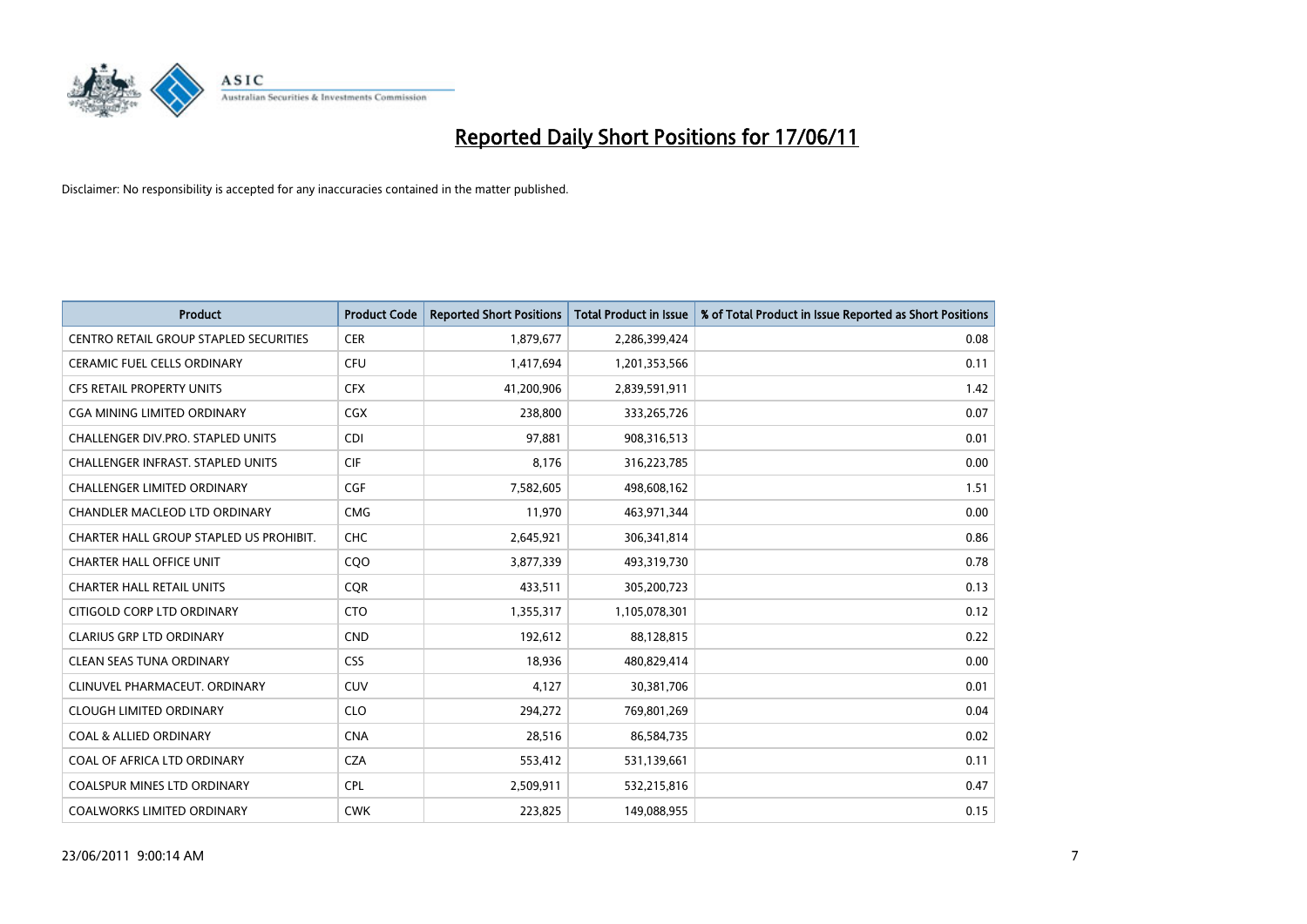# Reported Daily Short Positions for 17/06/11

Disclaimer: No responsibility is accepted for any inaccuracies contained in the matter published.

| Product | Product Code | Reported Short Positions | Total Product in Issue | % of Total Product in Issue Reported as Short Positions |
|---|---|---|---|---|
| CENTRO RETAIL GROUP STAPLED SECURITIES | CER | 1,879,677 | 2,286,399,424 | 0.08 |
| CERAMIC FUEL CELLS ORDINARY | CFU | 1,417,694 | 1,201,353,566 | 0.11 |
| CFS RETAIL PROPERTY UNITS | CFX | 41,200,906 | 2,839,591,911 | 1.42 |
| CGA MINING LIMITED ORDINARY | CGX | 238,800 | 333,265,726 | 0.07 |
| CHALLENGER DIV.PRO. STAPLED UNITS | CDI | 97,881 | 908,316,513 | 0.01 |
| CHALLENGER INFRAST. STAPLED UNITS | CIF | 8,176 | 316,223,785 | 0.00 |
| CHALLENGER LIMITED ORDINARY | CGF | 7,582,605 | 498,608,162 | 1.51 |
| CHANDLER MACLEOD LTD ORDINARY | CMG | 11,970 | 463,971,344 | 0.00 |
| CHARTER HALL GROUP STAPLED US PROHIBIT. | CHC | 2,645,921 | 306,341,814 | 0.86 |
| CHARTER HALL OFFICE UNIT | CQO | 3,877,339 | 493,319,730 | 0.78 |
| CHARTER HALL RETAIL UNITS | CQR | 433,511 | 305,200,723 | 0.13 |
| CITIGOLD CORP LTD ORDINARY | CTO | 1,355,317 | 1,105,078,301 | 0.12 |
| CLARIUS GRP LTD ORDINARY | CND | 192,612 | 88,128,815 | 0.22 |
| CLEAN SEAS TUNA ORDINARY | CSS | 18,936 | 480,829,414 | 0.00 |
| CLINUVEL PHARMACEUT. ORDINARY | CUV | 4,127 | 30,381,706 | 0.01 |
| CLOUGH LIMITED ORDINARY | CLO | 294,272 | 769,801,269 | 0.04 |
| COAL & ALLIED ORDINARY | CNA | 28,516 | 86,584,735 | 0.02 |
| COAL OF AFRICA LTD ORDINARY | CZA | 553,412 | 531,139,661 | 0.11 |
| COALSPUR MINES LTD ORDINARY | CPL | 2,509,911 | 532,215,816 | 0.47 |
| COALWORKS LIMITED ORDINARY | CWK | 223,825 | 149,088,955 | 0.15 |

23/06/2011 9:00:14 AM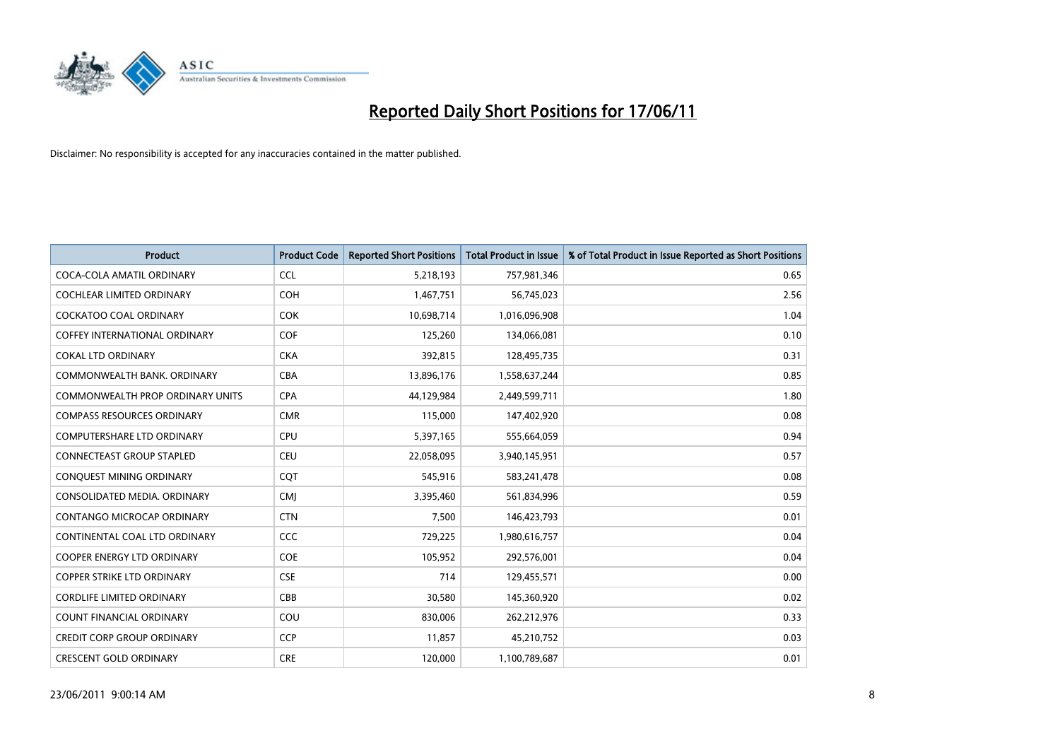# Reported Daily Short Positions for 17/06/11

Disclaimer: No responsibility is accepted for any inaccuracies contained in the matter published.

| Product | Product Code | Reported Short Positions | Total Product in Issue | % of Total Product in Issue Reported as Short Positions |
|---|---|---|---|---|
| COCA-COLA AMATIL ORDINARY | CCL | 5,218,193 | 757,981,346 | 0.65 |
| COCHLEAR LIMITED ORDINARY | COH | 1,467,751 | 56,745,023 | 2.56 |
| COCKATOO COAL ORDINARY | COK | 10,698,714 | 1,016,096,908 | 1.04 |
| COFFEY INTERNATIONAL ORDINARY | COF | 125,260 | 134,066,081 | 0.10 |
| COKAL LTD ORDINARY | CKA | 392,815 | 128,495,735 | 0.31 |
| COMMONWEALTH BANK. ORDINARY | CBA | 13,896,176 | 1,558,637,244 | 0.85 |
| COMMONWEALTH PROP ORDINARY UNITS | CPA | 44,129,984 | 2,449,599,711 | 1.80 |
| COMPASS RESOURCES ORDINARY | CMR | 115,000 | 147,402,920 | 0.08 |
| COMPUTERSHARE LTD ORDINARY | CPU | 5,397,165 | 555,664,059 | 0.94 |
| CONNECTEAST GROUP STAPLED | CEU | 22,058,095 | 3,940,145,951 | 0.57 |
| CONQUEST MINING ORDINARY | CQT | 545,916 | 583,241,478 | 0.08 |
| CONSOLIDATED MEDIA. ORDINARY | CMJ | 3,395,460 | 561,834,996 | 0.59 |
| CONTANGO MICROCAP ORDINARY | CTN | 7,500 | 146,423,793 | 0.01 |
| CONTINENTAL COAL LTD ORDINARY | CCC | 729,225 | 1,980,616,757 | 0.04 |
| COOPER ENERGY LTD ORDINARY | COE | 105,952 | 292,576,001 | 0.04 |
| COPPER STRIKE LTD ORDINARY | CSE | 714 | 129,455,571 | 0.00 |
| CORDLIFE LIMITED ORDINARY | CBB | 30,580 | 145,360,920 | 0.02 |
| COUNT FINANCIAL ORDINARY | COU | 830,006 | 262,212,976 | 0.33 |
| CREDIT CORP GROUP ORDINARY | CCP | 11,857 | 45,210,752 | 0.03 |
| CRESCENT GOLD ORDINARY | CRE | 120,000 | 1,100,789,687 | 0.01 |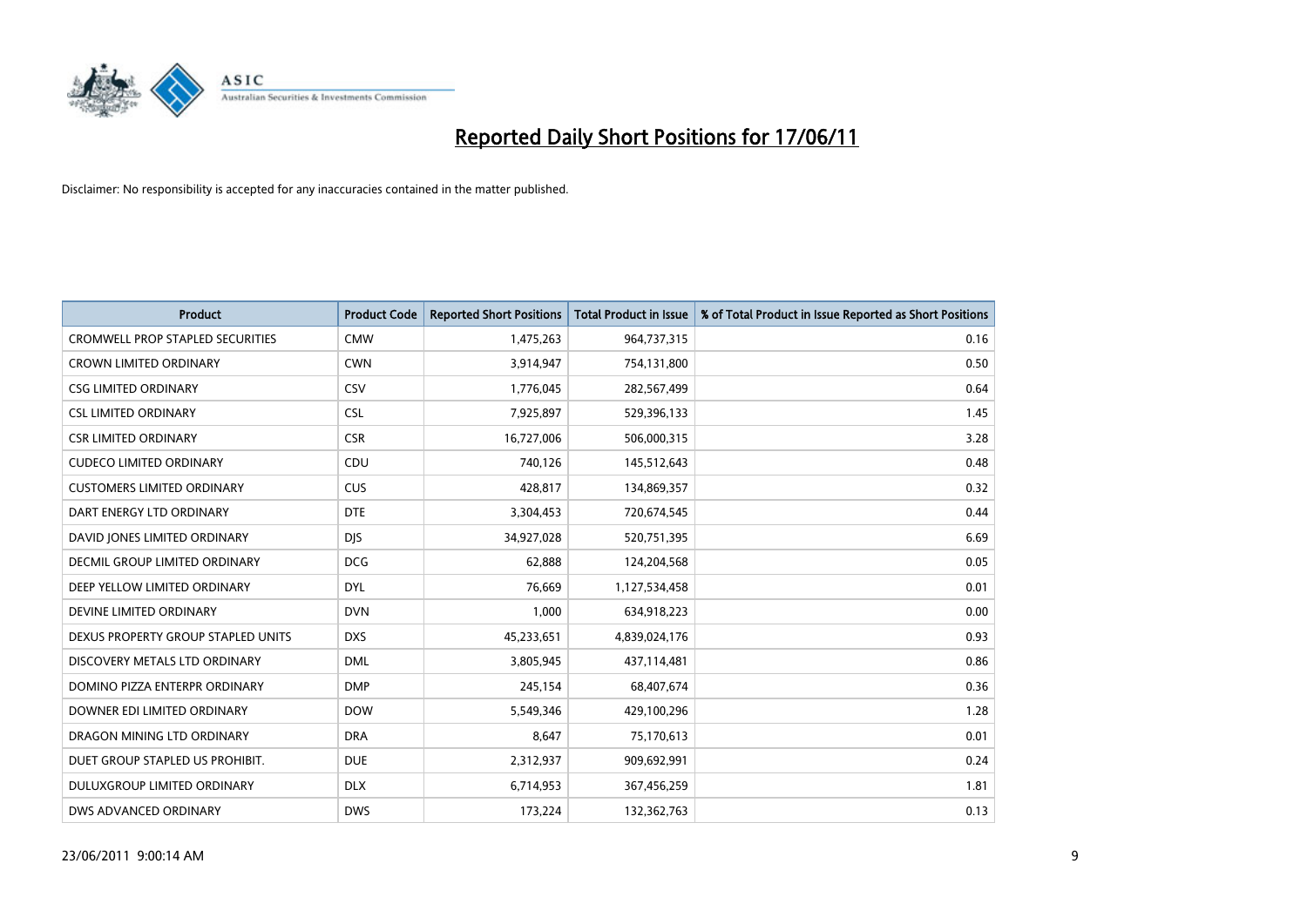# Reported Daily Short Positions for 17/06/11

Disclaimer: No responsibility is accepted for any inaccuracies contained in the matter published.

| Product | Product Code | Reported Short Positions | Total Product in Issue | % of Total Product in Issue Reported as Short Positions |
|---|---|---|---|---|
| CROMWELL PROP STAPLED SECURITIES | CMW | 1,475,263 | 964,737,315 | 0.16 |
| CROWN LIMITED ORDINARY | CWN | 3,914,947 | 754,131,800 | 0.50 |
| CSG LIMITED ORDINARY | CSV | 1,776,045 | 282,567,499 | 0.64 |
| CSL LIMITED ORDINARY | CSL | 7,925,897 | 529,396,133 | 1.45 |
| CSR LIMITED ORDINARY | CSR | 16,727,006 | 506,000,315 | 3.28 |
| CUDECO LIMITED ORDINARY | CDU | 740,126 | 145,512,643 | 0.48 |
| CUSTOMERS LIMITED ORDINARY | CUS | 428,817 | 134,869,357 | 0.32 |
| DART ENERGY LTD ORDINARY | DTE | 3,304,453 | 720,674,545 | 0.44 |
| DAVID JONES LIMITED ORDINARY | DJS | 34,927,028 | 520,751,395 | 6.69 |
| DECMIL GROUP LIMITED ORDINARY | DCG | 62,888 | 124,204,568 | 0.05 |
| DEEP YELLOW LIMITED ORDINARY | DYL | 76,669 | 1,127,534,458 | 0.01 |
| DEVINE LIMITED ORDINARY | DVN | 1,000 | 634,918,223 | 0.00 |
| DEXUS PROPERTY GROUP STAPLED UNITS | DXS | 45,233,651 | 4,839,024,176 | 0.93 |
| DISCOVERY METALS LTD ORDINARY | DML | 3,805,945 | 437,114,481 | 0.86 |
| DOMINO PIZZA ENTERPR ORDINARY | DMP | 245,154 | 68,407,674 | 0.36 |
| DOWNER EDI LIMITED ORDINARY | DOW | 5,549,346 | 429,100,296 | 1.28 |
| DRAGON MINING LTD ORDINARY | DRA | 8,647 | 75,170,613 | 0.01 |
| DUET GROUP STAPLED US PROHIBIT. | DUE | 2,312,937 | 909,692,991 | 0.24 |
| DULUXGROUP LIMITED ORDINARY | DLX | 6,714,953 | 367,456,259 | 1.81 |
| DWS ADVANCED ORDINARY | DWS | 173,224 | 132,362,763 | 0.13 |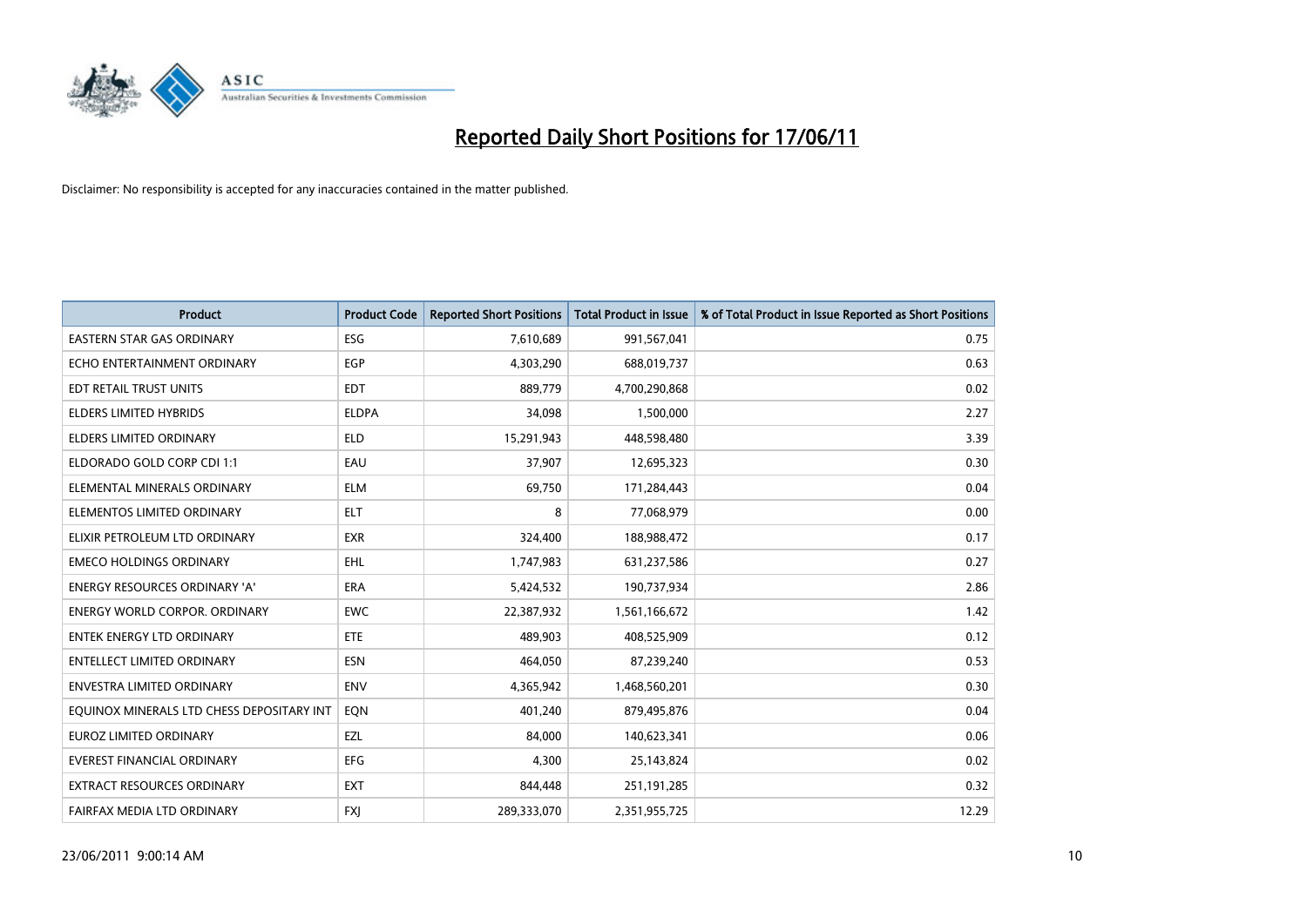# Reported Daily Short Positions for 17/06/11

Disclaimer: No responsibility is accepted for any inaccuracies contained in the matter published.

| Product | Product Code | Reported Short Positions | Total Product in Issue | % of Total Product in Issue Reported as Short Positions |
|---|---|---|---|---|
| EASTERN STAR GAS ORDINARY | ESG | 7,610,689 | 991,567,041 | 0.75 |
| ECHO ENTERTAINMENT ORDINARY | EGP | 4,303,290 | 688,019,737 | 0.63 |
| EDT RETAIL TRUST UNITS | EDT | 889,779 | 4,700,290,868 | 0.02 |
| ELDERS LIMITED HYBRIDS | ELDPA | 34,098 | 1,500,000 | 2.27 |
| ELDERS LIMITED ORDINARY | ELD | 15,291,943 | 448,598,480 | 3.39 |
| ELDORADO GOLD CORP CDI 1:1 | EAU | 37,907 | 12,695,323 | 0.30 |
| ELEMENTAL MINERALS ORDINARY | ELM | 69,750 | 171,284,443 | 0.04 |
| ELEMENTOS LIMITED ORDINARY | ELT | 8 | 77,068,979 | 0.00 |
| ELIXIR PETROLEUM LTD ORDINARY | EXR | 324,400 | 188,988,472 | 0.17 |
| EMECO HOLDINGS ORDINARY | EHL | 1,747,983 | 631,237,586 | 0.27 |
| ENERGY RESOURCES ORDINARY 'A' | ERA | 5,424,532 | 190,737,934 | 2.86 |
| ENERGY WORLD CORPOR. ORDINARY | EWC | 22,387,932 | 1,561,166,672 | 1.42 |
| ENTEK ENERGY LTD ORDINARY | ETE | 489,903 | 408,525,909 | 0.12 |
| ENTELLECT LIMITED ORDINARY | ESN | 464,050 | 87,239,240 | 0.53 |
| ENVESTRA LIMITED ORDINARY | ENV | 4,365,942 | 1,468,560,201 | 0.30 |
| EQUINOX MINERALS LTD CHESS DEPOSITARY INT | EQN | 401,240 | 879,495,876 | 0.04 |
| EUROZ LIMITED ORDINARY | EZL | 84,000 | 140,623,341 | 0.06 |
| EVEREST FINANCIAL ORDINARY | EFG | 4,300 | 25,143,824 | 0.02 |
| EXTRACT RESOURCES ORDINARY | EXT | 844,448 | 251,191,285 | 0.32 |
| FAIRFAX MEDIA LTD ORDINARY | FXJ | 289,333,070 | 2,351,955,725 | 12.29 |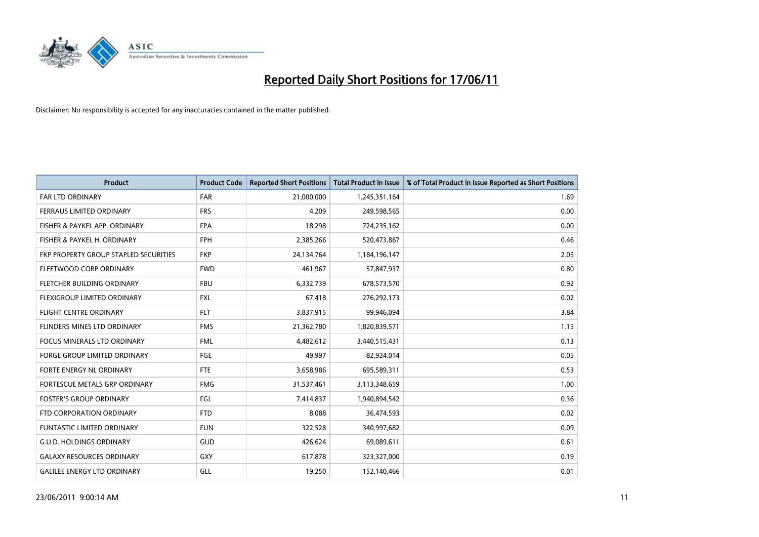# Reported Daily Short Positions for 17/06/11

Disclaimer: No responsibility is accepted for any inaccuracies contained in the matter published.

| Product | Product Code | Reported Short Positions | Total Product in Issue | % of Total Product in Issue Reported as Short Positions |
|---|---|---|---|---|
| FAR LTD ORDINARY | FAR | 21,000,000 | 1,245,351,164 | 1.69 |
| FERRAUS LIMITED ORDINARY | FRS | 4,209 | 249,598,565 | 0.00 |
| FISHER & PAYKEL APP. ORDINARY | FPA | 18,298 | 724,235,162 | 0.00 |
| FISHER & PAYKEL H. ORDINARY | FPH | 2,385,266 | 520,473,867 | 0.46 |
| FKP PROPERTY GROUP STAPLED SECURITIES | FKP | 24,134,764 | 1,184,196,147 | 2.05 |
| FLEETWOOD CORP ORDINARY | FWD | 461,967 | 57,847,937 | 0.80 |
| FLETCHER BUILDING ORDINARY | FBU | 6,332,739 | 678,573,570 | 0.92 |
| FLEXIGROUP LIMITED ORDINARY | FXL | 67,418 | 276,292,173 | 0.02 |
| FLIGHT CENTRE ORDINARY | FLT | 3,837,915 | 99,946,094 | 3.84 |
| FLINDERS MINES LTD ORDINARY | FMS | 21,362,780 | 1,820,839,571 | 1.15 |
| FOCUS MINERALS LTD ORDINARY | FML | 4,482,612 | 3,440,515,431 | 0.13 |
| FORGE GROUP LIMITED ORDINARY | FGE | 49,997 | 82,924,014 | 0.05 |
| FORTE ENERGY NL ORDINARY | FTE | 3,658,986 | 695,589,311 | 0.53 |
| FORTESCUE METALS GRP ORDINARY | FMG | 31,537,461 | 3,113,348,659 | 1.00 |
| FOSTER'S GROUP ORDINARY | FGL | 7,414,837 | 1,940,894,542 | 0.36 |
| FTD CORPORATION ORDINARY | FTD | 8,088 | 36,474,593 | 0.02 |
| FUNTASTIC LIMITED ORDINARY | FUN | 322,528 | 340,997,682 | 0.09 |
| G.U.D. HOLDINGS ORDINARY | GUD | 426,624 | 69,089,611 | 0.61 |
| GALAXY RESOURCES ORDINARY | GXY | 617,878 | 323,327,000 | 0.19 |
| GALILEE ENERGY LTD ORDINARY | GLL | 19,250 | 152,140,466 | 0.01 |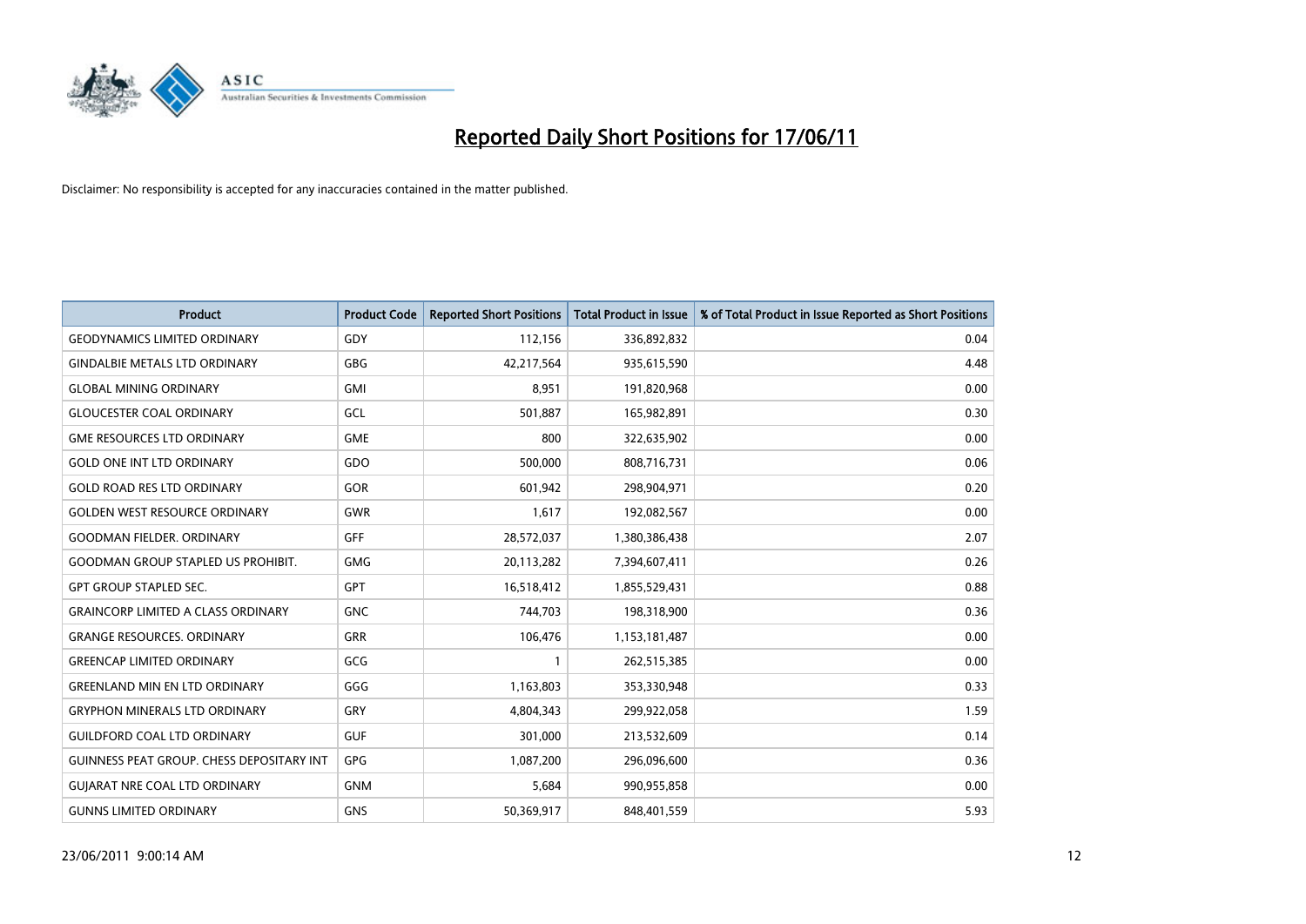# Reported Daily Short Positions for 17/06/11

Disclaimer: No responsibility is accepted for any inaccuracies contained in the matter published.

| Product | Product Code | Reported Short Positions | Total Product in Issue | % of Total Product in Issue Reported as Short Positions |
|---|---|---|---|---|
| GEODYNAMICS LIMITED ORDINARY | GDY | 112,156 | 336,892,832 | 0.04 |
| GINDALBIE METALS LTD ORDINARY | GBG | 42,217,564 | 935,615,590 | 4.48 |
| GLOBAL MINING ORDINARY | GMI | 8,951 | 191,820,968 | 0.00 |
| GLOUCESTER COAL ORDINARY | GCL | 501,887 | 165,982,891 | 0.30 |
| GME RESOURCES LTD ORDINARY | GME | 800 | 322,635,902 | 0.00 |
| GOLD ONE INT LTD ORDINARY | GDO | 500,000 | 808,716,731 | 0.06 |
| GOLD ROAD RES LTD ORDINARY | GOR | 601,942 | 298,904,971 | 0.20 |
| GOLDEN WEST RESOURCE ORDINARY | GWR | 1,617 | 192,082,567 | 0.00 |
| GOODMAN FIELDER. ORDINARY | GFF | 28,572,037 | 1,380,386,438 | 2.07 |
| GOODMAN GROUP STAPLED US PROHIBIT. | GMG | 20,113,282 | 7,394,607,411 | 0.26 |
| GPT GROUP STAPLED SEC. | GPT | 16,518,412 | 1,855,529,431 | 0.88 |
| GRAINCORP LIMITED A CLASS ORDINARY | GNC | 744,703 | 198,318,900 | 0.36 |
| GRANGE RESOURCES. ORDINARY | GRR | 106,476 | 1,153,181,487 | 0.00 |
| GREENCAP LIMITED ORDINARY | GCG | 1 | 262,515,385 | 0.00 |
| GREENLAND MIN EN LTD ORDINARY | GGG | 1,163,803 | 353,330,948 | 0.33 |
| GRYPHON MINERALS LTD ORDINARY | GRY | 4,804,343 | 299,922,058 | 1.59 |
| GUILDFORD COAL LTD ORDINARY | GUF | 301,000 | 213,532,609 | 0.14 |
| GUINNESS PEAT GROUP. CHESS DEPOSITARY INT | GPG | 1,087,200 | 296,096,600 | 0.36 |
| GUJARAT NRE COAL LTD ORDINARY | GNM | 5,684 | 990,955,858 | 0.00 |
| GUNNS LIMITED ORDINARY | GNS | 50,369,917 | 848,401,559 | 5.93 |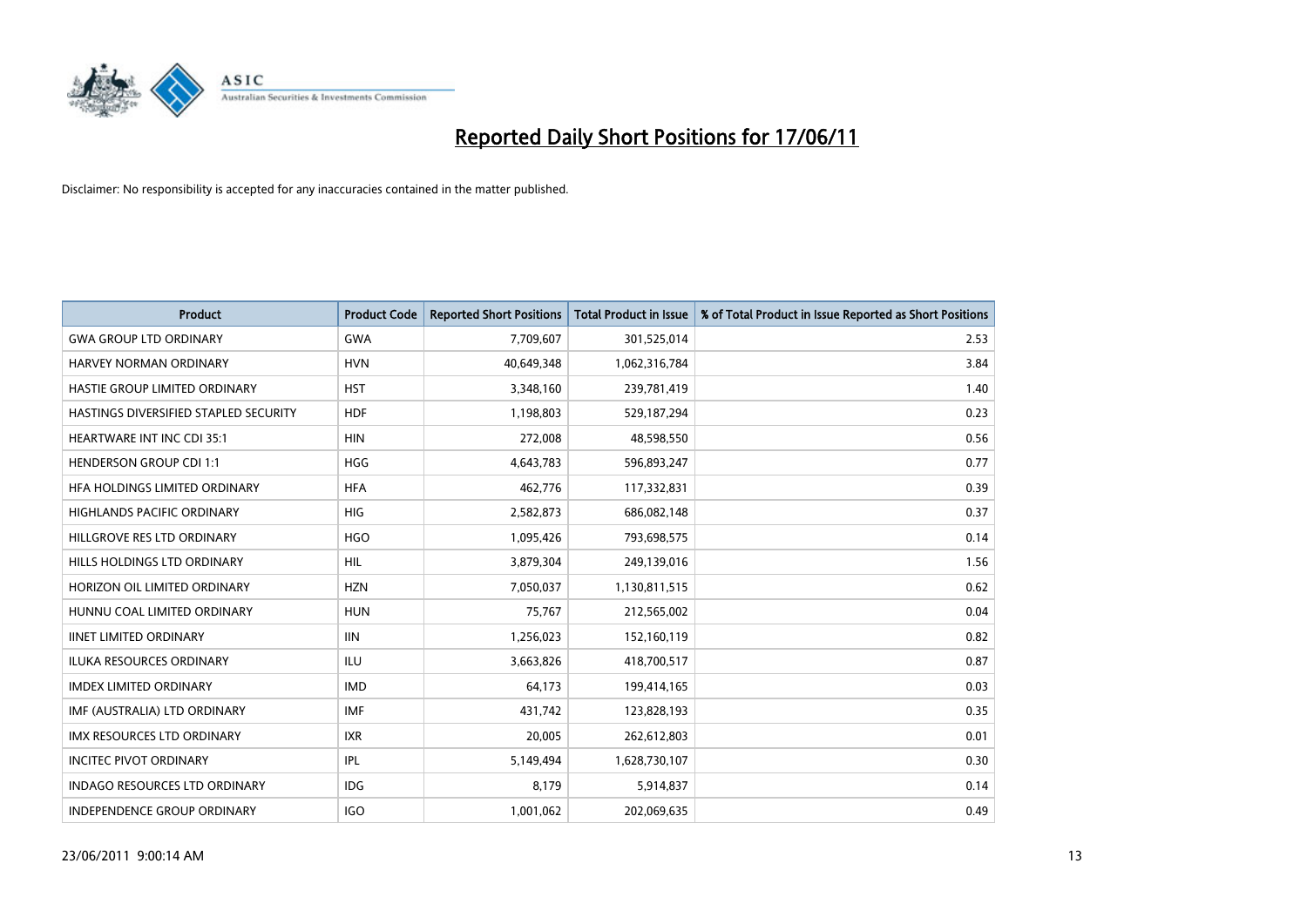# Reported Daily Short Positions for 17/06/11

Disclaimer: No responsibility is accepted for any inaccuracies contained in the matter published.

| Product | Product Code | Reported Short Positions | Total Product in Issue | % of Total Product in Issue Reported as Short Positions |
|---|---|---|---|---|
| GWA GROUP LTD ORDINARY | GWA | 7,709,607 | 301,525,014 | 2.53 |
| HARVEY NORMAN ORDINARY | HVN | 40,649,348 | 1,062,316,784 | 3.84 |
| HASTIE GROUP LIMITED ORDINARY | HST | 3,348,160 | 239,781,419 | 1.40 |
| HASTINGS DIVERSIFIED STAPLED SECURITY | HDF | 1,198,803 | 529,187,294 | 0.23 |
| HEARTWARE INT INC CDI 35:1 | HIN | 272,008 | 48,598,550 | 0.56 |
| HENDERSON GROUP CDI 1:1 | HGG | 4,643,783 | 596,893,247 | 0.77 |
| HFA HOLDINGS LIMITED ORDINARY | HFA | 462,776 | 117,332,831 | 0.39 |
| HIGHLANDS PACIFIC ORDINARY | HIG | 2,582,873 | 686,082,148 | 0.37 |
| HILLGROVE RES LTD ORDINARY | HGO | 1,095,426 | 793,698,575 | 0.14 |
| HILLS HOLDINGS LTD ORDINARY | HIL | 3,879,304 | 249,139,016 | 1.56 |
| HORIZON OIL LIMITED ORDINARY | HZN | 7,050,037 | 1,130,811,515 | 0.62 |
| HUNNU COAL LIMITED ORDINARY | HUN | 75,767 | 212,565,002 | 0.04 |
| IINET LIMITED ORDINARY | IIN | 1,256,023 | 152,160,119 | 0.82 |
| ILUKA RESOURCES ORDINARY | ILU | 3,663,826 | 418,700,517 | 0.87 |
| IMDEX LIMITED ORDINARY | IMD | 64,173 | 199,414,165 | 0.03 |
| IMF (AUSTRALIA) LTD ORDINARY | IMF | 431,742 | 123,828,193 | 0.35 |
| IMX RESOURCES LTD ORDINARY | IXR | 20,005 | 262,612,803 | 0.01 |
| INCITEC PIVOT ORDINARY | IPL | 5,149,494 | 1,628,730,107 | 0.30 |
| INDAGO RESOURCES LTD ORDINARY | IDG | 8,179 | 5,914,837 | 0.14 |
| INDEPENDENCE GROUP ORDINARY | IGO | 1,001,062 | 202,069,635 | 0.49 |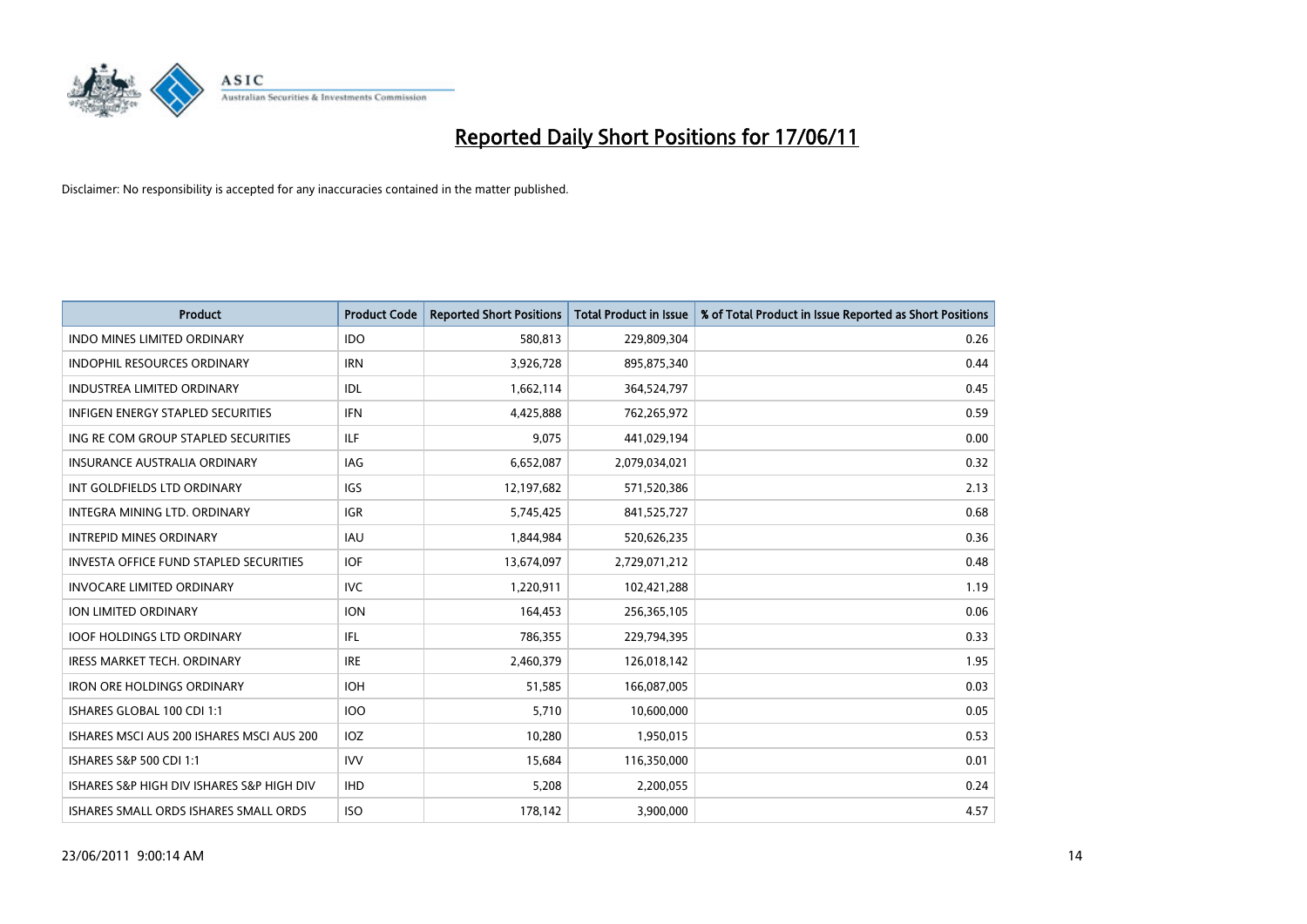# Reported Daily Short Positions for 17/06/11

Disclaimer: No responsibility is accepted for any inaccuracies contained in the matter published.

| Product | Product Code | Reported Short Positions | Total Product in Issue | % of Total Product in Issue Reported as Short Positions |
|---|---|---|---|---|
| INDO MINES LIMITED ORDINARY | IDO | 580,813 | 229,809,304 | 0.26 |
| INDOPHIL RESOURCES ORDINARY | IRN | 3,926,728 | 895,875,340 | 0.44 |
| INDUSTREA LIMITED ORDINARY | IDL | 1,662,114 | 364,524,797 | 0.45 |
| INFIGEN ENERGY STAPLED SECURITIES | IFN | 4,425,888 | 762,265,972 | 0.59 |
| ING RE COM GROUP STAPLED SECURITIES | ILF | 9,075 | 441,029,194 | 0.00 |
| INSURANCE AUSTRALIA ORDINARY | IAG | 6,652,087 | 2,079,034,021 | 0.32 |
| INT GOLDFIELDS LTD ORDINARY | IGS | 12,197,682 | 571,520,386 | 2.13 |
| INTEGRA MINING LTD. ORDINARY | IGR | 5,745,425 | 841,525,727 | 0.68 |
| INTREPID MINES ORDINARY | IAU | 1,844,984 | 520,626,235 | 0.36 |
| INVESTA OFFICE FUND STAPLED SECURITIES | IOF | 13,674,097 | 2,729,071,212 | 0.48 |
| INVOCARE LIMITED ORDINARY | IVC | 1,220,911 | 102,421,288 | 1.19 |
| ION LIMITED ORDINARY | ION | 164,453 | 256,365,105 | 0.06 |
| IOOF HOLDINGS LTD ORDINARY | IFL | 786,355 | 229,794,395 | 0.33 |
| IRESS MARKET TECH. ORDINARY | IRE | 2,460,379 | 126,018,142 | 1.95 |
| IRON ORE HOLDINGS ORDINARY | IOH | 51,585 | 166,087,005 | 0.03 |
| ISHARES GLOBAL 100 CDI 1:1 | IOO | 5,710 | 10,600,000 | 0.05 |
| ISHARES MSCI AUS 200 ISHARES MSCI AUS 200 | IOZ | 10,280 | 1,950,015 | 0.53 |
| ISHARES S&P 500 CDI 1:1 | IVV | 15,684 | 116,350,000 | 0.01 |
| ISHARES S&P HIGH DIV ISHARES S&P HIGH DIV | IHD | 5,208 | 2,200,055 | 0.24 |
| ISHARES SMALL ORDS ISHARES SMALL ORDS | ISO | 178,142 | 3,900,000 | 4.57 |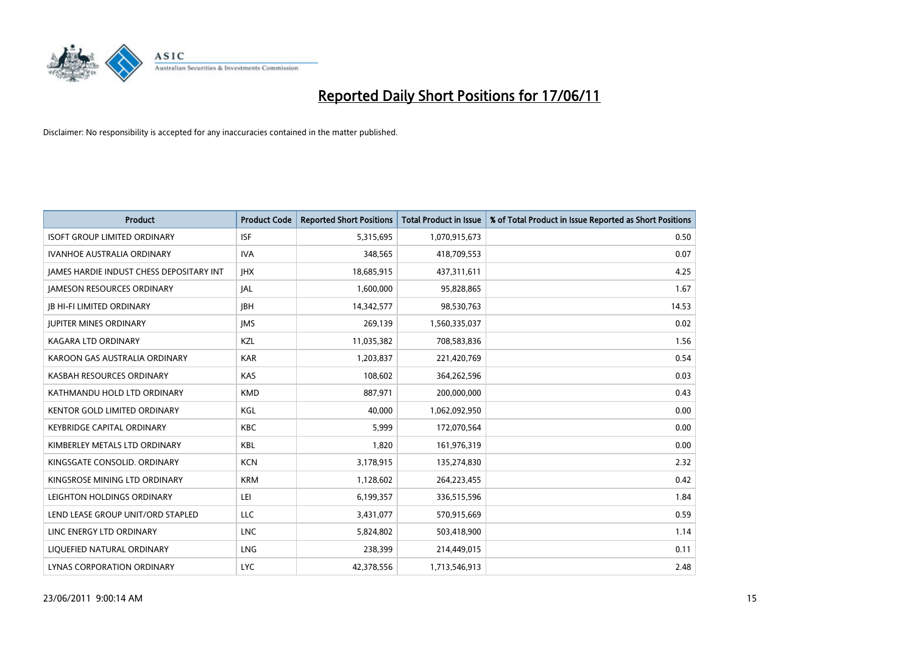# Reported Daily Short Positions for 17/06/11

Disclaimer: No responsibility is accepted for any inaccuracies contained in the matter published.

| Product | Product Code | Reported Short Positions | Total Product in Issue | % of Total Product in Issue Reported as Short Positions |
|---|---|---|---|---|
| ISOFT GROUP LIMITED ORDINARY | ISF | 5,315,695 | 1,070,915,673 | 0.50 |
| IVANHOE AUSTRALIA ORDINARY | IVA | 348,565 | 418,709,553 | 0.07 |
| JAMES HARDIE INDUST CHESS DEPOSITARY INT | JHX | 18,685,915 | 437,311,611 | 4.25 |
| JAMESON RESOURCES ORDINARY | JAL | 1,600,000 | 95,828,865 | 1.67 |
| JB HI-FI LIMITED ORDINARY | JBH | 14,342,577 | 98,530,763 | 14.53 |
| JUPITER MINES ORDINARY | JMS | 269,139 | 1,560,335,037 | 0.02 |
| KAGARA LTD ORDINARY | KZL | 11,035,382 | 708,583,836 | 1.56 |
| KAROON GAS AUSTRALIA ORDINARY | KAR | 1,203,837 | 221,420,769 | 0.54 |
| KASBAH RESOURCES ORDINARY | KAS | 108,602 | 364,262,596 | 0.03 |
| KATHMANDU HOLD LTD ORDINARY | KMD | 887,971 | 200,000,000 | 0.43 |
| KENTOR GOLD LIMITED ORDINARY | KGL | 40,000 | 1,062,092,950 | 0.00 |
| KEYBRIDGE CAPITAL ORDINARY | KBC | 5,999 | 172,070,564 | 0.00 |
| KIMBERLEY METALS LTD ORDINARY | KBL | 1,820 | 161,976,319 | 0.00 |
| KINGSGATE CONSOLID. ORDINARY | KCN | 3,178,915 | 135,274,830 | 2.32 |
| KINGSROSE MINING LTD ORDINARY | KRM | 1,128,602 | 264,223,455 | 0.42 |
| LEIGHTON HOLDINGS ORDINARY | LEI | 6,199,357 | 336,515,596 | 1.84 |
| LEND LEASE GROUP UNIT/ORD STAPLED | LLC | 3,431,077 | 570,915,669 | 0.59 |
| LINC ENERGY LTD ORDINARY | LNC | 5,824,802 | 503,418,900 | 1.14 |
| LIQUEFIED NATURAL ORDINARY | LNG | 238,399 | 214,449,015 | 0.11 |
| LYNAS CORPORATION ORDINARY | LYC | 42,378,556 | 1,713,546,913 | 2.48 |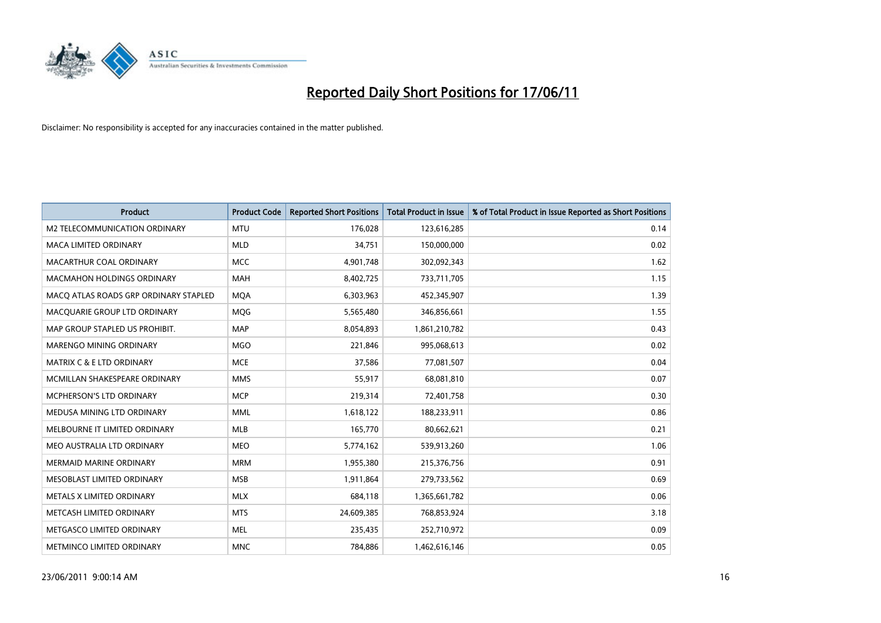# Reported Daily Short Positions for 17/06/11

Disclaimer: No responsibility is accepted for any inaccuracies contained in the matter published.

| Product | Product Code | Reported Short Positions | Total Product in Issue | % of Total Product in Issue Reported as Short Positions |
|---|---|---|---|---|
| M2 TELECOMMUNICATION ORDINARY | MTU | 176,028 | 123,616,285 | 0.14 |
| MACA LIMITED ORDINARY | MLD | 34,751 | 150,000,000 | 0.02 |
| MACARTHUR COAL ORDINARY | MCC | 4,901,748 | 302,092,343 | 1.62 |
| MACMAHON HOLDINGS ORDINARY | MAH | 8,402,725 | 733,711,705 | 1.15 |
| MACQ ATLAS ROADS GRP ORDINARY STAPLED | MQA | 6,303,963 | 452,345,907 | 1.39 |
| MACQUARIE GROUP LTD ORDINARY | MQG | 5,565,480 | 346,856,661 | 1.55 |
| MAP GROUP STAPLED US PROHIBIT. | MAP | 8,054,893 | 1,861,210,782 | 0.43 |
| MARENGO MINING ORDINARY | MGO | 221,846 | 995,068,613 | 0.02 |
| MATRIX C & E LTD ORDINARY | MCE | 37,586 | 77,081,507 | 0.04 |
| MCMILLAN SHAKESPEARE ORDINARY | MMS | 55,917 | 68,081,810 | 0.07 |
| MCPHERSON'S LTD ORDINARY | MCP | 219,314 | 72,401,758 | 0.30 |
| MEDUSA MINING LTD ORDINARY | MML | 1,618,122 | 188,233,911 | 0.86 |
| MELBOURNE IT LIMITED ORDINARY | MLB | 165,770 | 80,662,621 | 0.21 |
| MEO AUSTRALIA LTD ORDINARY | MEO | 5,774,162 | 539,913,260 | 1.06 |
| MERMAID MARINE ORDINARY | MRM | 1,955,380 | 215,376,756 | 0.91 |
| MESOBLAST LIMITED ORDINARY | MSB | 1,911,864 | 279,733,562 | 0.69 |
| METALS X LIMITED ORDINARY | MLX | 684,118 | 1,365,661,782 | 0.06 |
| METCASH LIMITED ORDINARY | MTS | 24,609,385 | 768,853,924 | 3.18 |
| METGASCO LIMITED ORDINARY | MEL | 235,435 | 252,710,972 | 0.09 |
| METMINCO LIMITED ORDINARY | MNC | 784,886 | 1,462,616,146 | 0.05 |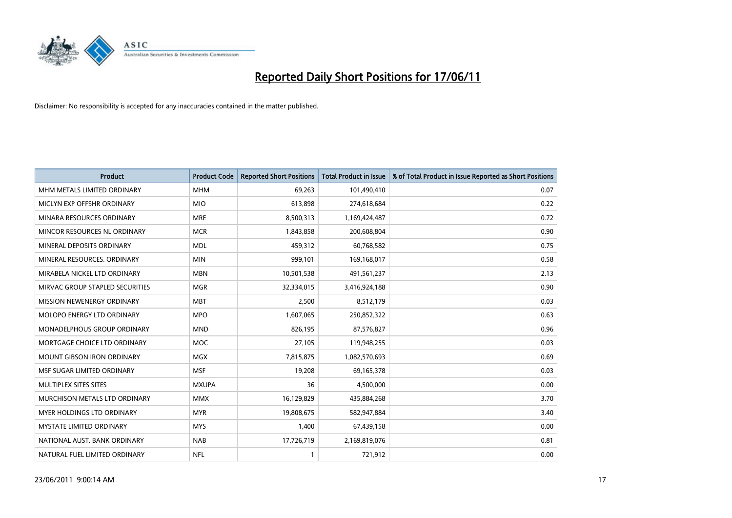# Reported Daily Short Positions for 17/06/11

Disclaimer: No responsibility is accepted for any inaccuracies contained in the matter published.

| Product | Product Code | Reported Short Positions | Total Product in Issue | % of Total Product in Issue Reported as Short Positions |
|---|---|---|---|---|
| MHM METALS LIMITED ORDINARY | MHM | 69,263 | 101,490,410 | 0.07 |
| MICLYN EXP OFFSHR ORDINARY | MIO | 613,898 | 274,618,684 | 0.22 |
| MINARA RESOURCES ORDINARY | MRE | 8,500,313 | 1,169,424,487 | 0.72 |
| MINCOR RESOURCES NL ORDINARY | MCR | 1,843,858 | 200,608,804 | 0.90 |
| MINERAL DEPOSITS ORDINARY | MDL | 459,312 | 60,768,582 | 0.75 |
| MINERAL RESOURCES. ORDINARY | MIN | 999,101 | 169,168,017 | 0.58 |
| MIRABELA NICKEL LTD ORDINARY | MBN | 10,501,538 | 491,561,237 | 2.13 |
| MIRVAC GROUP STAPLED SECURITIES | MGR | 32,334,015 | 3,416,924,188 | 0.90 |
| MISSION NEWENERGY ORDINARY | MBT | 2,500 | 8,512,179 | 0.03 |
| MOLOPO ENERGY LTD ORDINARY | MPO | 1,607,065 | 250,852,322 | 0.63 |
| MONADELPHOUS GROUP ORDINARY | MND | 826,195 | 87,576,827 | 0.96 |
| MORTGAGE CHOICE LTD ORDINARY | MOC | 27,105 | 119,948,255 | 0.03 |
| MOUNT GIBSON IRON ORDINARY | MGX | 7,815,875 | 1,082,570,693 | 0.69 |
| MSF SUGAR LIMITED ORDINARY | MSF | 19,208 | 69,165,378 | 0.03 |
| MULTIPLEX SITES SITES | MXUPA | 36 | 4,500,000 | 0.00 |
| MURCHISON METALS LTD ORDINARY | MMX | 16,129,829 | 435,884,268 | 3.70 |
| MYER HOLDINGS LTD ORDINARY | MYR | 19,808,675 | 582,947,884 | 3.40 |
| MYSTATE LIMITED ORDINARY | MYS | 1,400 | 67,439,158 | 0.00 |
| NATIONAL AUST. BANK ORDINARY | NAB | 17,726,719 | 2,169,819,076 | 0.81 |
| NATURAL FUEL LIMITED ORDINARY | NFL | 1 | 721,912 | 0.00 |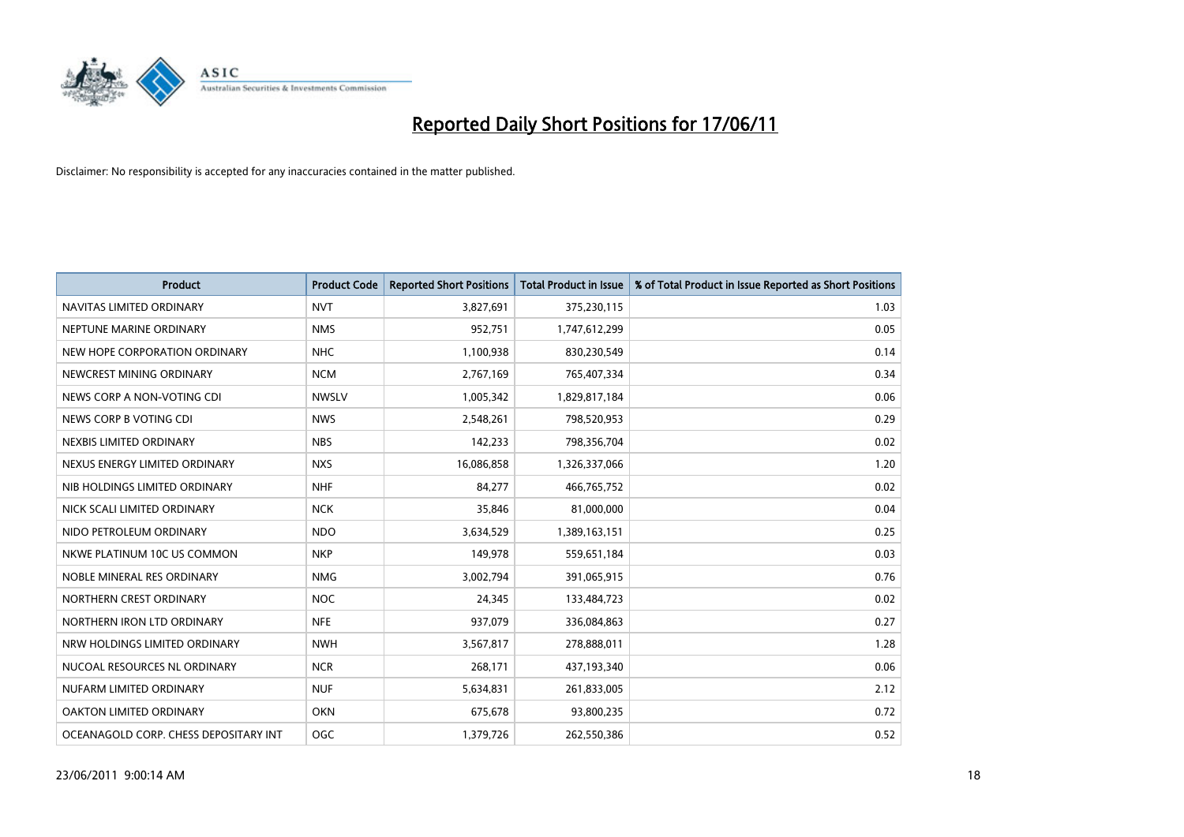# Reported Daily Short Positions for 17/06/11

Disclaimer: No responsibility is accepted for any inaccuracies contained in the matter published.

| Product | Product Code | Reported Short Positions | Total Product in Issue | % of Total Product in Issue Reported as Short Positions |
|---|---|---|---|---|
| NAVITAS LIMITED ORDINARY | NVT | 3,827,691 | 375,230,115 | 1.03 |
| NEPTUNE MARINE ORDINARY | NMS | 952,751 | 1,747,612,299 | 0.05 |
| NEW HOPE CORPORATION ORDINARY | NHC | 1,100,938 | 830,230,549 | 0.14 |
| NEWCREST MINING ORDINARY | NCM | 2,767,169 | 765,407,334 | 0.34 |
| NEWS CORP A NON-VOTING CDI | NWSLV | 1,005,342 | 1,829,817,184 | 0.06 |
| NEWS CORP B VOTING CDI | NWS | 2,548,261 | 798,520,953 | 0.29 |
| NEXBIS LIMITED ORDINARY | NBS | 142,233 | 798,356,704 | 0.02 |
| NEXUS ENERGY LIMITED ORDINARY | NXS | 16,086,858 | 1,326,337,066 | 1.20 |
| NIB HOLDINGS LIMITED ORDINARY | NHF | 84,277 | 466,765,752 | 0.02 |
| NICK SCALI LIMITED ORDINARY | NCK | 35,846 | 81,000,000 | 0.04 |
| NIDO PETROLEUM ORDINARY | NDO | 3,634,529 | 1,389,163,151 | 0.25 |
| NKWE PLATINUM 10C US COMMON | NKP | 149,978 | 559,651,184 | 0.03 |
| NOBLE MINERAL RES ORDINARY | NMG | 3,002,794 | 391,065,915 | 0.76 |
| NORTHERN CREST ORDINARY | NOC | 24,345 | 133,484,723 | 0.02 |
| NORTHERN IRON LTD ORDINARY | NFE | 937,079 | 336,084,863 | 0.27 |
| NRW HOLDINGS LIMITED ORDINARY | NWH | 3,567,817 | 278,888,011 | 1.28 |
| NUCOAL RESOURCES NL ORDINARY | NCR | 268,171 | 437,193,340 | 0.06 |
| NUFARM LIMITED ORDINARY | NUF | 5,634,831 | 261,833,005 | 2.12 |
| OAKTON LIMITED ORDINARY | OKN | 675,678 | 93,800,235 | 0.72 |
| OCEANAGOLD CORP. CHESS DEPOSITARY INT | OGC | 1,379,726 | 262,550,386 | 0.52 |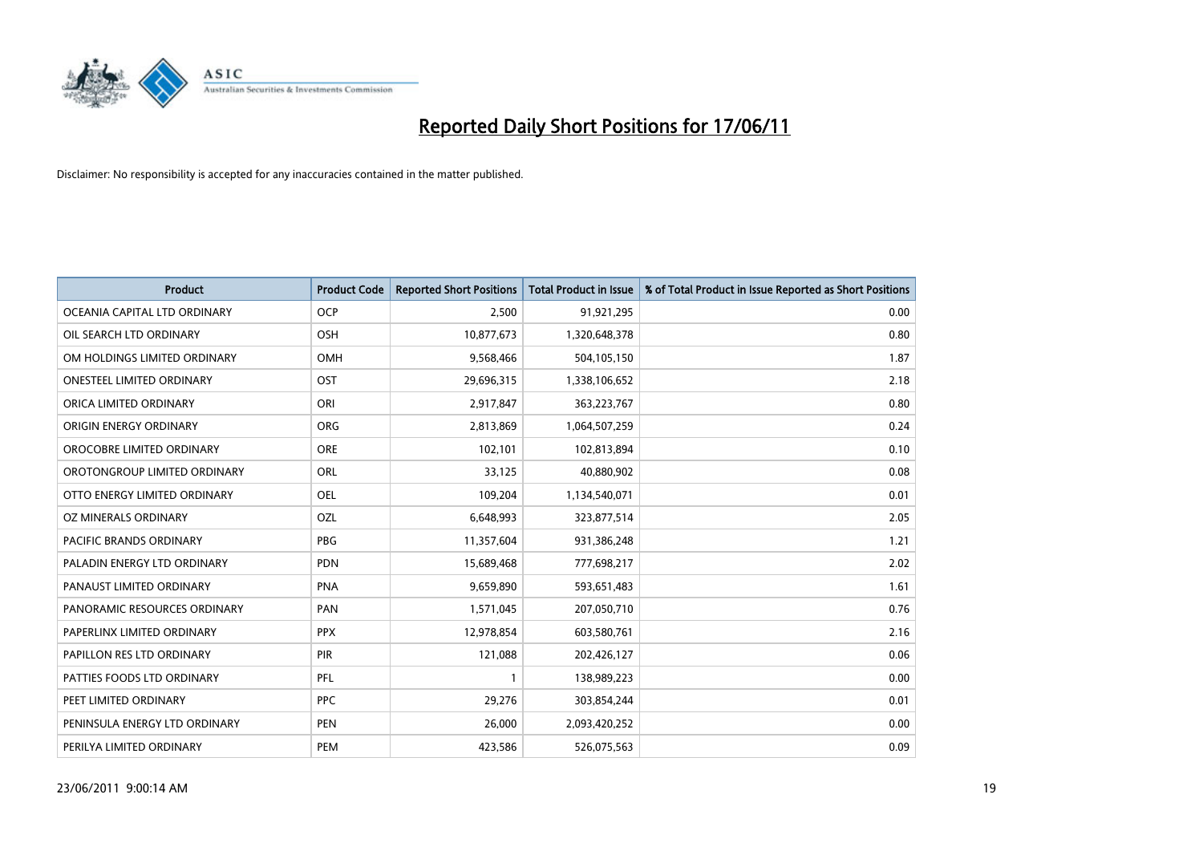# Reported Daily Short Positions for 17/06/11

Disclaimer: No responsibility is accepted for any inaccuracies contained in the matter published.

| Product | Product Code | Reported Short Positions | Total Product in Issue | % of Total Product in Issue Reported as Short Positions |
|---|---|---|---|---|
| OCEANIA CAPITAL LTD ORDINARY | OCP | 2,500 | 91,921,295 | 0.00 |
| OIL SEARCH LTD ORDINARY | OSH | 10,877,673 | 1,320,648,378 | 0.80 |
| OM HOLDINGS LIMITED ORDINARY | OMH | 9,568,466 | 504,105,150 | 1.87 |
| ONESTEEL LIMITED ORDINARY | OST | 29,696,315 | 1,338,106,652 | 2.18 |
| ORICA LIMITED ORDINARY | ORI | 2,917,847 | 363,223,767 | 0.80 |
| ORIGIN ENERGY ORDINARY | ORG | 2,813,869 | 1,064,507,259 | 0.24 |
| OROCOBRE LIMITED ORDINARY | ORE | 102,101 | 102,813,894 | 0.10 |
| OROTONGROUP LIMITED ORDINARY | ORL | 33,125 | 40,880,902 | 0.08 |
| OTTO ENERGY LIMITED ORDINARY | OEL | 109,204 | 1,134,540,071 | 0.01 |
| OZ MINERALS ORDINARY | OZL | 6,648,993 | 323,877,514 | 2.05 |
| PACIFIC BRANDS ORDINARY | PBG | 11,357,604 | 931,386,248 | 1.21 |
| PALADIN ENERGY LTD ORDINARY | PDN | 15,689,468 | 777,698,217 | 2.02 |
| PANAUST LIMITED ORDINARY | PNA | 9,659,890 | 593,651,483 | 1.61 |
| PANORAMIC RESOURCES ORDINARY | PAN | 1,571,045 | 207,050,710 | 0.76 |
| PAPERLINX LIMITED ORDINARY | PPX | 12,978,854 | 603,580,761 | 2.16 |
| PAPILLON RES LTD ORDINARY | PIR | 121,088 | 202,426,127 | 0.06 |
| PATTIES FOODS LTD ORDINARY | PFL | 1 | 138,989,223 | 0.00 |
| PEET LIMITED ORDINARY | PPC | 29,276 | 303,854,244 | 0.01 |
| PENINSULA ENERGY LTD ORDINARY | PEN | 26,000 | 2,093,420,252 | 0.00 |
| PERILYA LIMITED ORDINARY | PEM | 423,586 | 526,075,563 | 0.09 |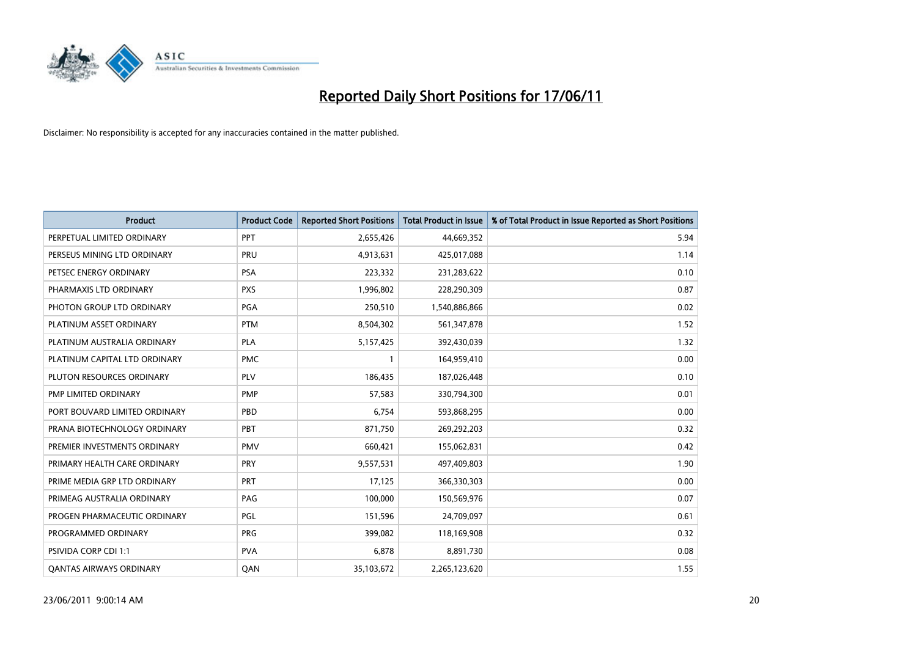# Reported Daily Short Positions for 17/06/11

Disclaimer: No responsibility is accepted for any inaccuracies contained in the matter published.

| Product | Product Code | Reported Short Positions | Total Product in Issue | % of Total Product in Issue Reported as Short Positions |
|---|---|---|---|---|
| PERPETUAL LIMITED ORDINARY | PPT | 2,655,426 | 44,669,352 | 5.94 |
| PERSEUS MINING LTD ORDINARY | PRU | 4,913,631 | 425,017,088 | 1.14 |
| PETSEC ENERGY ORDINARY | PSA | 223,332 | 231,283,622 | 0.10 |
| PHARMAXIS LTD ORDINARY | PXS | 1,996,802 | 228,290,309 | 0.87 |
| PHOTON GROUP LTD ORDINARY | PGA | 250,510 | 1,540,886,866 | 0.02 |
| PLATINUM ASSET ORDINARY | PTM | 8,504,302 | 561,347,878 | 1.52 |
| PLATINUM AUSTRALIA ORDINARY | PLA | 5,157,425 | 392,430,039 | 1.32 |
| PLATINUM CAPITAL LTD ORDINARY | PMC | 1 | 164,959,410 | 0.00 |
| PLUTON RESOURCES ORDINARY | PLV | 186,435 | 187,026,448 | 0.10 |
| PMP LIMITED ORDINARY | PMP | 57,583 | 330,794,300 | 0.01 |
| PORT BOUVARD LIMITED ORDINARY | PBD | 6,754 | 593,868,295 | 0.00 |
| PRANA BIOTECHNOLOGY ORDINARY | PBT | 871,750 | 269,292,203 | 0.32 |
| PREMIER INVESTMENTS ORDINARY | PMV | 660,421 | 155,062,831 | 0.42 |
| PRIMARY HEALTH CARE ORDINARY | PRY | 9,557,531 | 497,409,803 | 1.90 |
| PRIME MEDIA GRP LTD ORDINARY | PRT | 17,125 | 366,330,303 | 0.00 |
| PRIMEAG AUSTRALIA ORDINARY | PAG | 100,000 | 150,569,976 | 0.07 |
| PROGEN PHARMACEUTIC ORDINARY | PGL | 151,596 | 24,709,097 | 0.61 |
| PROGRAMMED ORDINARY | PRG | 399,082 | 118,169,908 | 0.32 |
| PSIVIDA CORP CDI 1:1 | PVA | 6,878 | 8,891,730 | 0.08 |
| QANTAS AIRWAYS ORDINARY | QAN | 35,103,672 | 2,265,123,620 | 1.55 |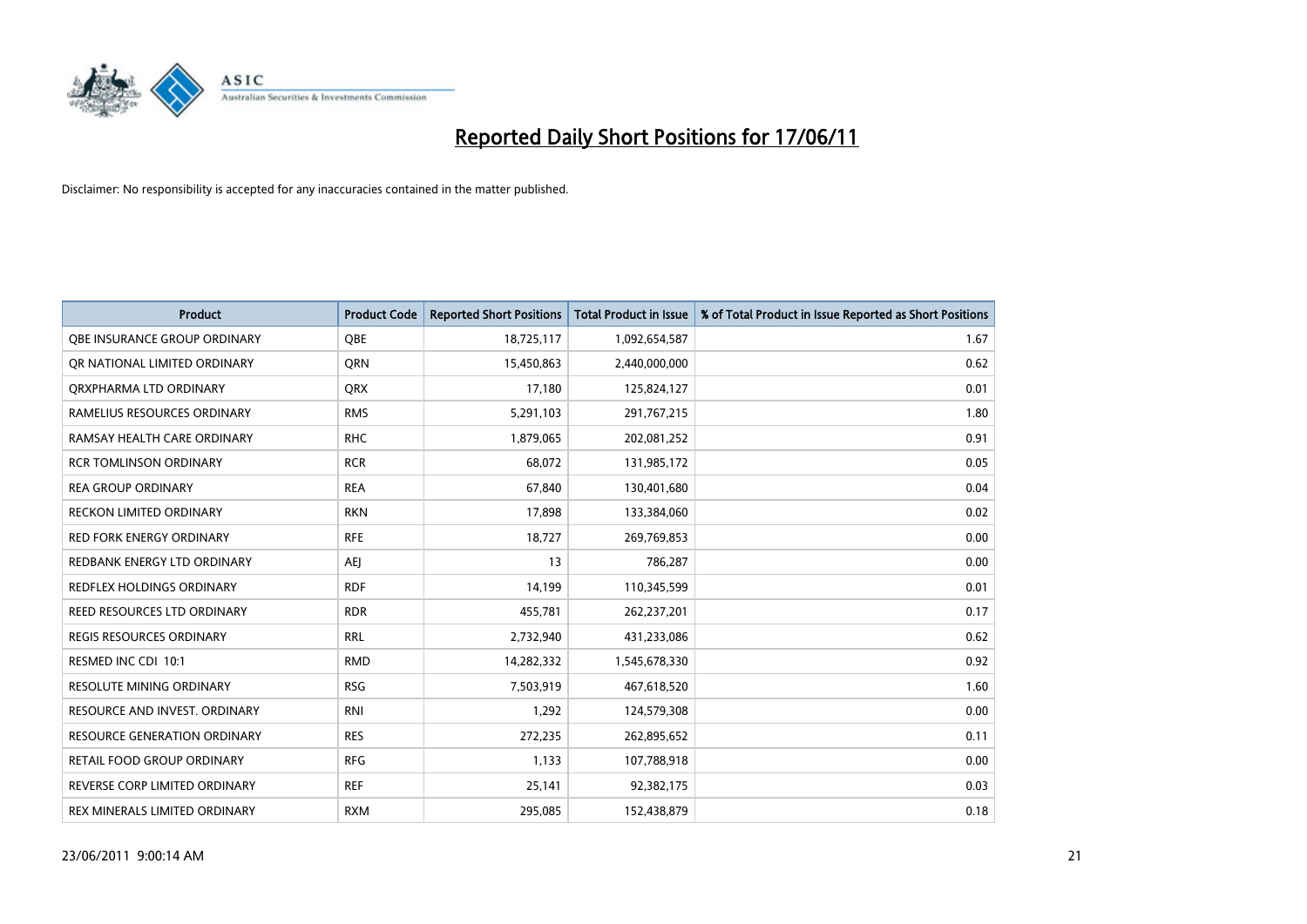# Reported Daily Short Positions for 17/06/11

Disclaimer: No responsibility is accepted for any inaccuracies contained in the matter published.

| Product | Product Code | Reported Short Positions | Total Product in Issue | % of Total Product in Issue Reported as Short Positions |
|---|---|---|---|---|
| QBE INSURANCE GROUP ORDINARY | QBE | 18,725,117 | 1,092,654,587 | 1.67 |
| QR NATIONAL LIMITED ORDINARY | QRN | 15,450,863 | 2,440,000,000 | 0.62 |
| QRXPHARMA LTD ORDINARY | QRX | 17,180 | 125,824,127 | 0.01 |
| RAMELIUS RESOURCES ORDINARY | RMS | 5,291,103 | 291,767,215 | 1.80 |
| RAMSAY HEALTH CARE ORDINARY | RHC | 1,879,065 | 202,081,252 | 0.91 |
| RCR TOMLINSON ORDINARY | RCR | 68,072 | 131,985,172 | 0.05 |
| REA GROUP ORDINARY | REA | 67,840 | 130,401,680 | 0.04 |
| RECKON LIMITED ORDINARY | RKN | 17,898 | 133,384,060 | 0.02 |
| RED FORK ENERGY ORDINARY | RFE | 18,727 | 269,769,853 | 0.00 |
| REDBANK ENERGY LTD ORDINARY | AEJ | 13 | 786,287 | 0.00 |
| REDFLEX HOLDINGS ORDINARY | RDF | 14,199 | 110,345,599 | 0.01 |
| REED RESOURCES LTD ORDINARY | RDR | 455,781 | 262,237,201 | 0.17 |
| REGIS RESOURCES ORDINARY | RRL | 2,732,940 | 431,233,086 | 0.62 |
| RESMED INC CDI 10:1 | RMD | 14,282,332 | 1,545,678,330 | 0.92 |
| RESOLUTE MINING ORDINARY | RSG | 7,503,919 | 467,618,520 | 1.60 |
| RESOURCE AND INVEST. ORDINARY | RNI | 1,292 | 124,579,308 | 0.00 |
| RESOURCE GENERATION ORDINARY | RES | 272,235 | 262,895,652 | 0.11 |
| RETAIL FOOD GROUP ORDINARY | RFG | 1,133 | 107,788,918 | 0.00 |
| REVERSE CORP LIMITED ORDINARY | REF | 25,141 | 92,382,175 | 0.03 |
| REX MINERALS LIMITED ORDINARY | RXM | 295,085 | 152,438,879 | 0.18 |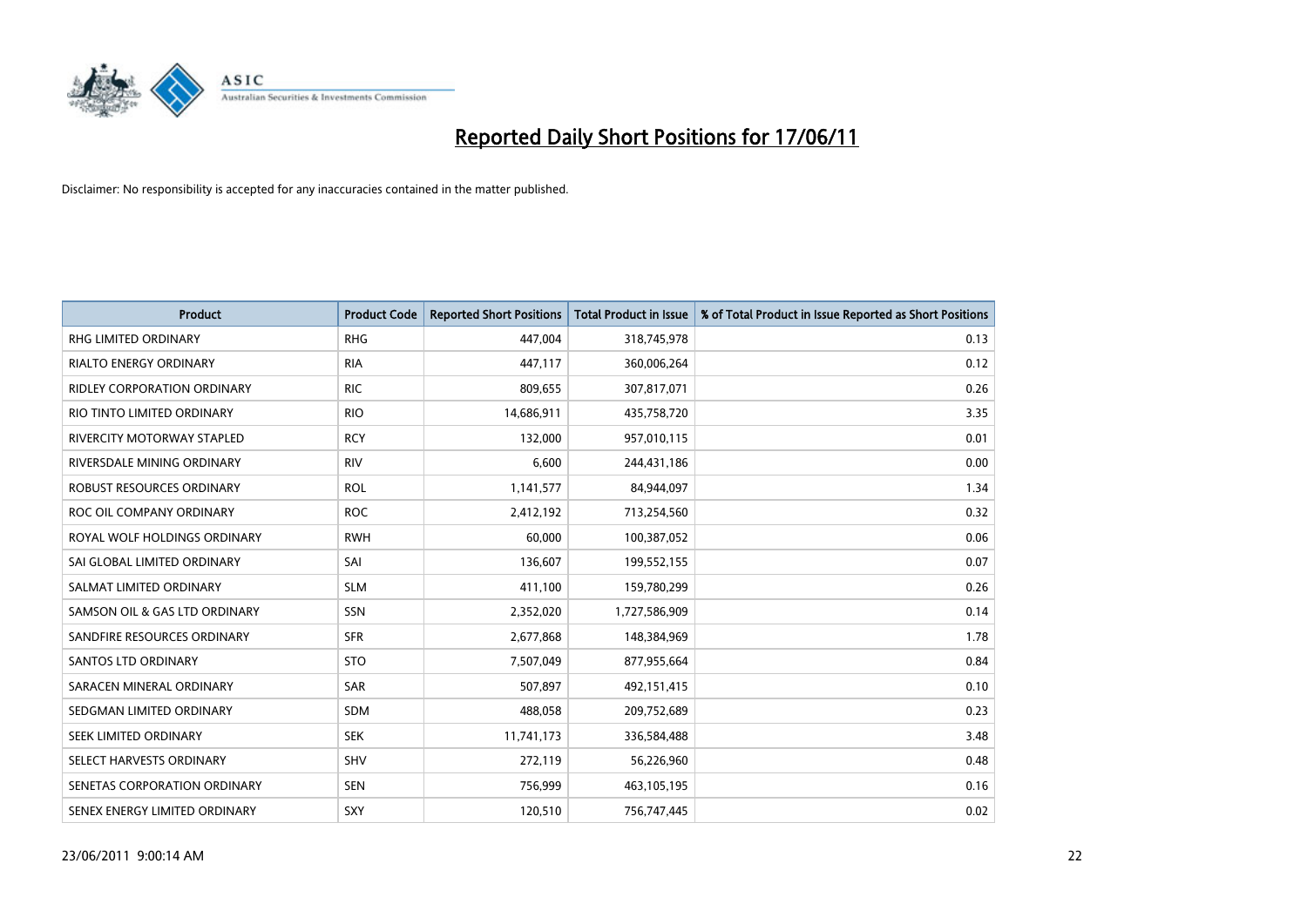# Reported Daily Short Positions for 17/06/11

Disclaimer: No responsibility is accepted for any inaccuracies contained in the matter published.

| Product | Product Code | Reported Short Positions | Total Product in Issue | % of Total Product in Issue Reported as Short Positions |
|---|---|---|---|---|
| RHG LIMITED ORDINARY | RHG | 447,004 | 318,745,978 | 0.13 |
| RIALTO ENERGY ORDINARY | RIA | 447,117 | 360,006,264 | 0.12 |
| RIDLEY CORPORATION ORDINARY | RIC | 809,655 | 307,817,071 | 0.26 |
| RIO TINTO LIMITED ORDINARY | RIO | 14,686,911 | 435,758,720 | 3.35 |
| RIVERCITY MOTORWAY STAPLED | RCY | 132,000 | 957,010,115 | 0.01 |
| RIVERSDALE MINING ORDINARY | RIV | 6,600 | 244,431,186 | 0.00 |
| ROBUST RESOURCES ORDINARY | ROL | 1,141,577 | 84,944,097 | 1.34 |
| ROC OIL COMPANY ORDINARY | ROC | 2,412,192 | 713,254,560 | 0.32 |
| ROYAL WOLF HOLDINGS ORDINARY | RWH | 60,000 | 100,387,052 | 0.06 |
| SAI GLOBAL LIMITED ORDINARY | SAI | 136,607 | 199,552,155 | 0.07 |
| SALMAT LIMITED ORDINARY | SLM | 411,100 | 159,780,299 | 0.26 |
| SAMSON OIL & GAS LTD ORDINARY | SSN | 2,352,020 | 1,727,586,909 | 0.14 |
| SANDFIRE RESOURCES ORDINARY | SFR | 2,677,868 | 148,384,969 | 1.78 |
| SANTOS LTD ORDINARY | STO | 7,507,049 | 877,955,664 | 0.84 |
| SARACEN MINERAL ORDINARY | SAR | 507,897 | 492,151,415 | 0.10 |
| SEDGMAN LIMITED ORDINARY | SDM | 488,058 | 209,752,689 | 0.23 |
| SEEK LIMITED ORDINARY | SEK | 11,741,173 | 336,584,488 | 3.48 |
| SELECT HARVESTS ORDINARY | SHV | 272,119 | 56,226,960 | 0.48 |
| SENETAS CORPORATION ORDINARY | SEN | 756,999 | 463,105,195 | 0.16 |
| SENEX ENERGY LIMITED ORDINARY | SXY | 120,510 | 756,747,445 | 0.02 |

23/06/2011 9:00:14 AM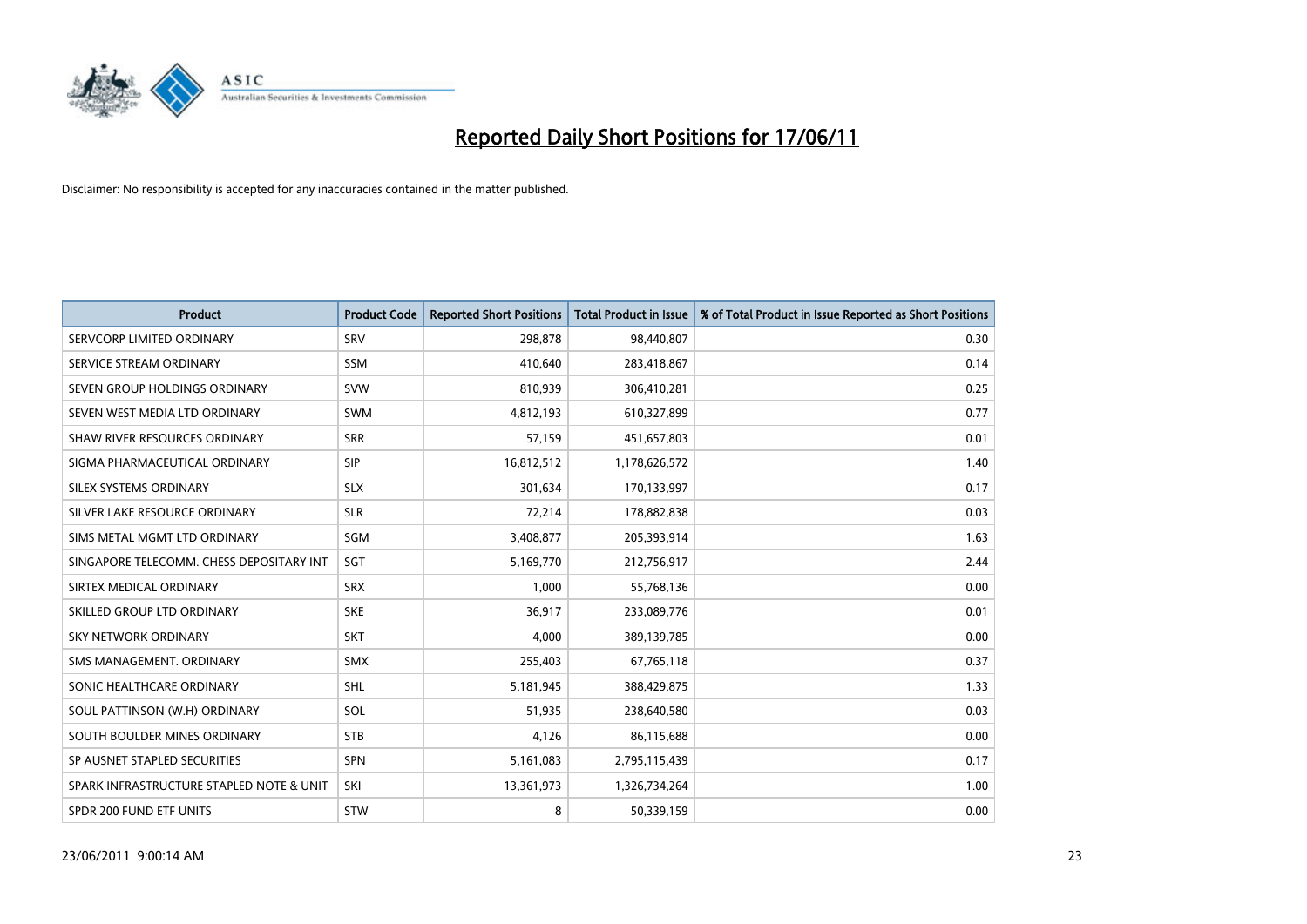# Reported Daily Short Positions for 17/06/11

Disclaimer: No responsibility is accepted for any inaccuracies contained in the matter published.

| Product | Product Code | Reported Short Positions | Total Product in Issue | % of Total Product in Issue Reported as Short Positions |
|---|---|---|---|---|
| SERVCORP LIMITED ORDINARY | SRV | 298,878 | 98,440,807 | 0.30 |
| SERVICE STREAM ORDINARY | SSM | 410,640 | 283,418,867 | 0.14 |
| SEVEN GROUP HOLDINGS ORDINARY | SVW | 810,939 | 306,410,281 | 0.25 |
| SEVEN WEST MEDIA LTD ORDINARY | SWM | 4,812,193 | 610,327,899 | 0.77 |
| SHAW RIVER RESOURCES ORDINARY | SRR | 57,159 | 451,657,803 | 0.01 |
| SIGMA PHARMACEUTICAL ORDINARY | SIP | 16,812,512 | 1,178,626,572 | 1.40 |
| SILEX SYSTEMS ORDINARY | SLX | 301,634 | 170,133,997 | 0.17 |
| SILVER LAKE RESOURCE ORDINARY | SLR | 72,214 | 178,882,838 | 0.03 |
| SIMS METAL MGMT LTD ORDINARY | SGM | 3,408,877 | 205,393,914 | 1.63 |
| SINGAPORE TELECOMM. CHESS DEPOSITARY INT | SGT | 5,169,770 | 212,756,917 | 2.44 |
| SIRTEX MEDICAL ORDINARY | SRX | 1,000 | 55,768,136 | 0.00 |
| SKILLED GROUP LTD ORDINARY | SKE | 36,917 | 233,089,776 | 0.01 |
| SKY NETWORK ORDINARY | SKT | 4,000 | 389,139,785 | 0.00 |
| SMS MANAGEMENT. ORDINARY | SMX | 255,403 | 67,765,118 | 0.37 |
| SONIC HEALTHCARE ORDINARY | SHL | 5,181,945 | 388,429,875 | 1.33 |
| SOUL PATTINSON (W.H) ORDINARY | SOL | 51,935 | 238,640,580 | 0.03 |
| SOUTH BOULDER MINES ORDINARY | STB | 4,126 | 86,115,688 | 0.00 |
| SP AUSNET STAPLED SECURITIES | SPN | 5,161,083 | 2,795,115,439 | 0.17 |
| SPARK INFRASTRUCTURE STAPLED NOTE & UNIT | SKI | 13,361,973 | 1,326,734,264 | 1.00 |
| SPDR 200 FUND ETF UNITS | STW | 8 | 50,339,159 | 0.00 |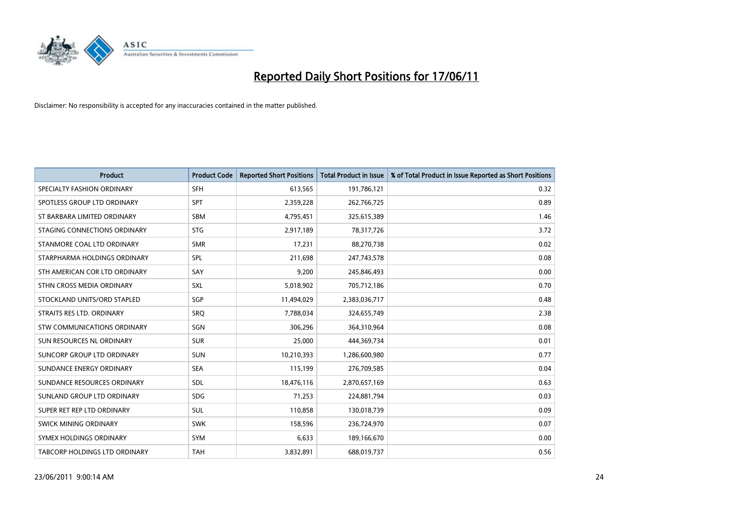# Reported Daily Short Positions for 17/06/11

Disclaimer: No responsibility is accepted for any inaccuracies contained in the matter published.

| Product | Product Code | Reported Short Positions | Total Product in Issue | % of Total Product in Issue Reported as Short Positions |
|---|---|---|---|---|
| SPECIALTY FASHION ORDINARY | SFH | 613,565 | 191,786,121 | 0.32 |
| SPOTLESS GROUP LTD ORDINARY | SPT | 2,359,228 | 262,766,725 | 0.89 |
| ST BARBARA LIMITED ORDINARY | SBM | 4,795,451 | 325,615,389 | 1.46 |
| STAGING CONNECTIONS ORDINARY | STG | 2,917,189 | 78,317,726 | 3.72 |
| STANMORE COAL LTD ORDINARY | SMR | 17,231 | 88,270,738 | 0.02 |
| STARPHARMA HOLDINGS ORDINARY | SPL | 211,698 | 247,743,578 | 0.08 |
| STH AMERICAN COR LTD ORDINARY | SAY | 9,200 | 245,846,493 | 0.00 |
| STHN CROSS MEDIA ORDINARY | SXL | 5,018,902 | 705,712,186 | 0.70 |
| STOCKLAND UNITS/ORD STAPLED | SGP | 11,494,029 | 2,383,036,717 | 0.48 |
| STRAITS RES LTD. ORDINARY | SRQ | 7,788,034 | 324,655,749 | 2.38 |
| STW COMMUNICATIONS ORDINARY | SGN | 306,296 | 364,310,964 | 0.08 |
| SUN RESOURCES NL ORDINARY | SUR | 25,000 | 444,369,734 | 0.01 |
| SUNCORP GROUP LTD ORDINARY | SUN | 10,210,393 | 1,286,600,980 | 0.77 |
| SUNDANCE ENERGY ORDINARY | SEA | 115,199 | 276,709,585 | 0.04 |
| SUNDANCE RESOURCES ORDINARY | SDL | 18,476,116 | 2,870,657,169 | 0.63 |
| SUNLAND GROUP LTD ORDINARY | SDG | 71,253 | 224,881,794 | 0.03 |
| SUPER RET REP LTD ORDINARY | SUL | 110,858 | 130,018,739 | 0.09 |
| SWICK MINING ORDINARY | SWK | 158,596 | 236,724,970 | 0.07 |
| SYMEX HOLDINGS ORDINARY | SYM | 6,633 | 189,166,670 | 0.00 |
| TABCORP HOLDINGS LTD ORDINARY | TAH | 3,832,891 | 688,019,737 | 0.56 |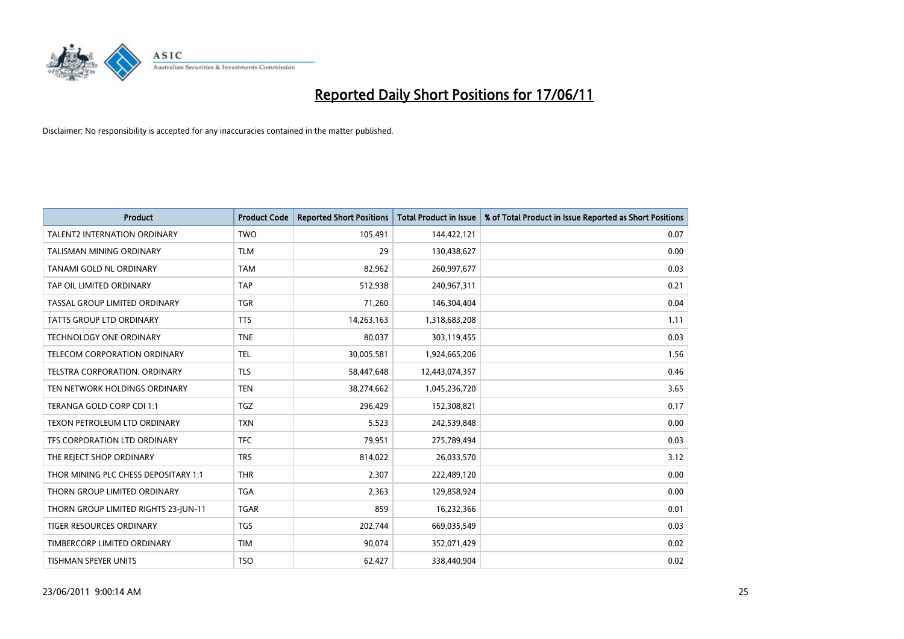# Reported Daily Short Positions for 17/06/11

Disclaimer: No responsibility is accepted for any inaccuracies contained in the matter published.

| Product | Product Code | Reported Short Positions | Total Product in Issue | % of Total Product in Issue Reported as Short Positions |
|---|---|---|---|---|
| TALENT2 INTERNATION ORDINARY | TWO | 105,491 | 144,422,121 | 0.07 |
| TALISMAN MINING ORDINARY | TLM | 29 | 130,438,627 | 0.00 |
| TANAMI GOLD NL ORDINARY | TAM | 82,962 | 260,997,677 | 0.03 |
| TAP OIL LIMITED ORDINARY | TAP | 512,938 | 240,967,311 | 0.21 |
| TASSAL GROUP LIMITED ORDINARY | TGR | 71,260 | 146,304,404 | 0.04 |
| TATTS GROUP LTD ORDINARY | TTS | 14,263,163 | 1,318,683,208 | 1.11 |
| TECHNOLOGY ONE ORDINARY | TNE | 80,037 | 303,119,455 | 0.03 |
| TELECOM CORPORATION ORDINARY | TEL | 30,005,581 | 1,924,665,206 | 1.56 |
| TELSTRA CORPORATION. ORDINARY | TLS | 58,447,648 | 12,443,074,357 | 0.46 |
| TEN NETWORK HOLDINGS ORDINARY | TEN | 38,274,662 | 1,045,236,720 | 3.65 |
| TERANGA GOLD CORP CDI 1:1 | TGZ | 296,429 | 152,308,821 | 0.17 |
| TEXON PETROLEUM LTD ORDINARY | TXN | 5,523 | 242,539,848 | 0.00 |
| TFS CORPORATION LTD ORDINARY | TFC | 79,951 | 275,789,494 | 0.03 |
| THE REJECT SHOP ORDINARY | TRS | 814,022 | 26,033,570 | 3.12 |
| THOR MINING PLC CHESS DEPOSITARY 1:1 | THR | 2,307 | 222,489,120 | 0.00 |
| THORN GROUP LIMITED ORDINARY | TGA | 2,363 | 129,858,924 | 0.00 |
| THORN GROUP LIMITED RIGHTS 23-JUN-11 | TGAR | 859 | 16,232,366 | 0.01 |
| TIGER RESOURCES ORDINARY | TGS | 202,744 | 669,035,549 | 0.03 |
| TIMBERCORP LIMITED ORDINARY | TIM | 90,074 | 352,071,429 | 0.02 |
| TISHMAN SPEYER UNITS | TSO | 62,427 | 338,440,904 | 0.02 |

23/06/2011 9:00:14 AM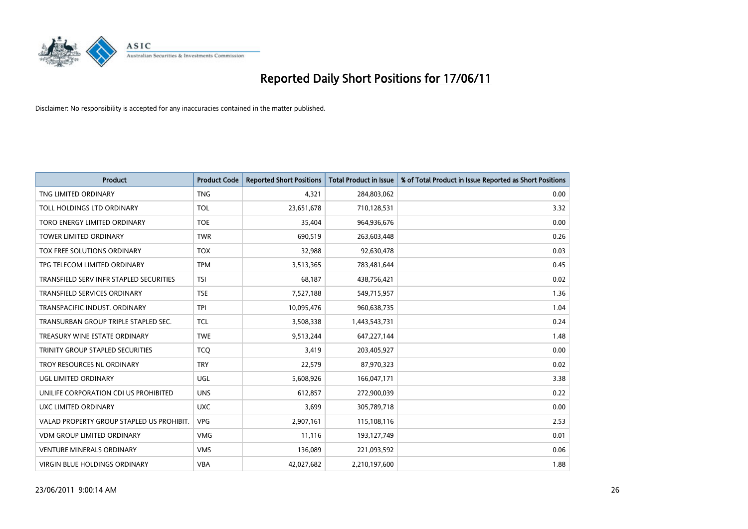# Reported Daily Short Positions for 17/06/11

Disclaimer: No responsibility is accepted for any inaccuracies contained in the matter published.

| Product | Product Code | Reported Short Positions | Total Product in Issue | % of Total Product in Issue Reported as Short Positions |
|---|---|---|---|---|
| TNG LIMITED ORDINARY | TNG | 4,321 | 284,803,062 | 0.00 |
| TOLL HOLDINGS LTD ORDINARY | TOL | 23,651,678 | 710,128,531 | 3.32 |
| TORO ENERGY LIMITED ORDINARY | TOE | 35,404 | 964,936,676 | 0.00 |
| TOWER LIMITED ORDINARY | TWR | 690,519 | 263,603,448 | 0.26 |
| TOX FREE SOLUTIONS ORDINARY | TOX | 32,988 | 92,630,478 | 0.03 |
| TPG TELECOM LIMITED ORDINARY | TPM | 3,513,365 | 783,481,644 | 0.45 |
| TRANSFIELD SERV INFR STAPLED SECURITIES | TSI | 68,187 | 438,756,421 | 0.02 |
| TRANSFIELD SERVICES ORDINARY | TSE | 7,527,188 | 549,715,957 | 1.36 |
| TRANSPACIFIC INDUST. ORDINARY | TPI | 10,095,476 | 960,638,735 | 1.04 |
| TRANSURBAN GROUP TRIPLE STAPLED SEC. | TCL | 3,508,338 | 1,443,543,731 | 0.24 |
| TREASURY WINE ESTATE ORDINARY | TWE | 9,513,244 | 647,227,144 | 1.48 |
| TRINITY GROUP STAPLED SECURITIES | TCQ | 3,419 | 203,405,927 | 0.00 |
| TROY RESOURCES NL ORDINARY | TRY | 22,579 | 87,970,323 | 0.02 |
| UGL LIMITED ORDINARY | UGL | 5,608,926 | 166,047,171 | 3.38 |
| UNILIFE CORPORATION CDI US PROHIBITED | UNS | 612,857 | 272,900,039 | 0.22 |
| UXC LIMITED ORDINARY | UXC | 3,699 | 305,789,718 | 0.00 |
| VALAD PROPERTY GROUP STAPLED US PROHIBIT. | VPG | 2,907,161 | 115,108,116 | 2.53 |
| VDM GROUP LIMITED ORDINARY | VMG | 11,116 | 193,127,749 | 0.01 |
| VENTURE MINERALS ORDINARY | VMS | 136,089 | 221,093,592 | 0.06 |
| VIRGIN BLUE HOLDINGS ORDINARY | VBA | 42,027,682 | 2,210,197,600 | 1.88 |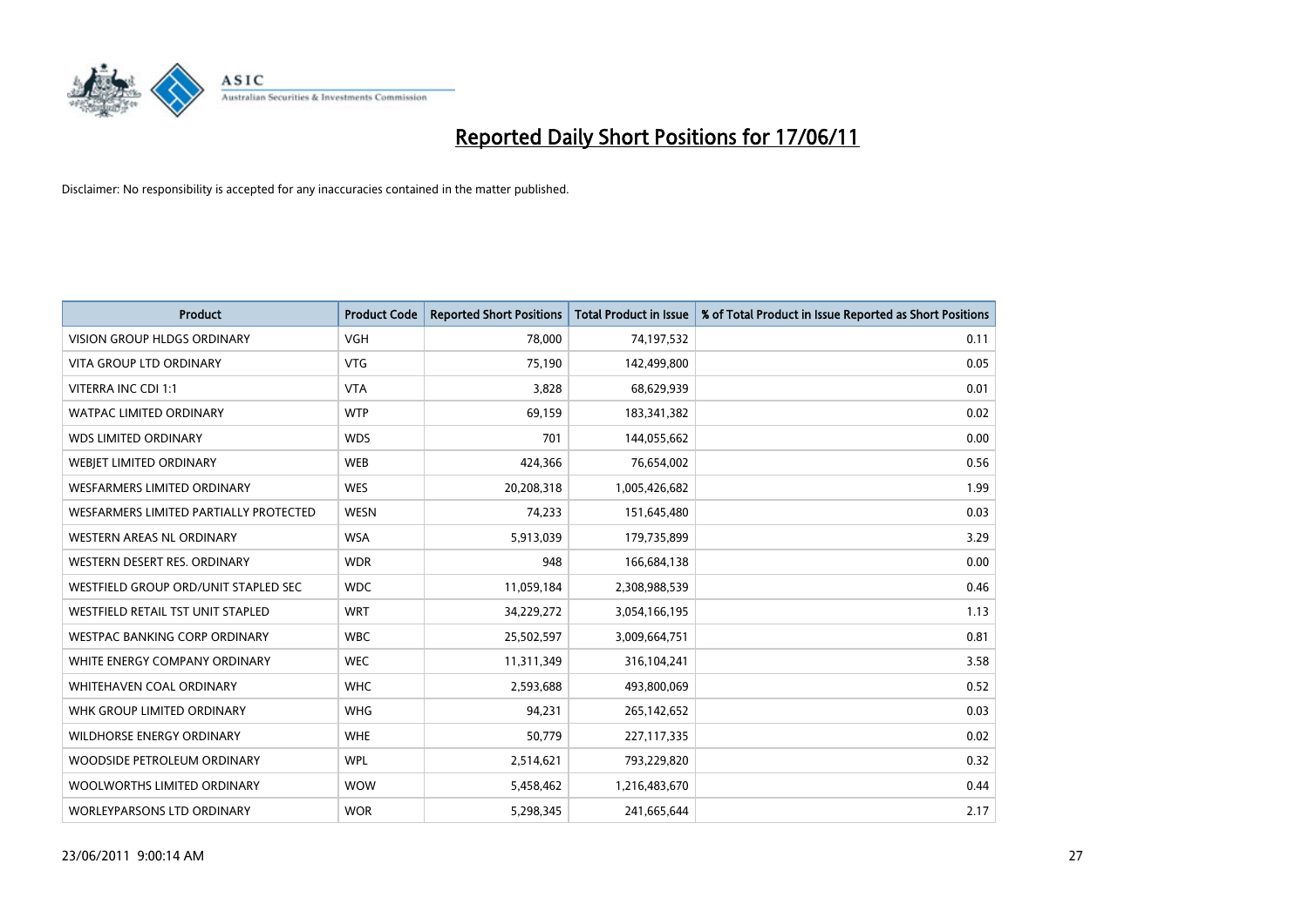# Reported Daily Short Positions for 17/06/11

Disclaimer: No responsibility is accepted for any inaccuracies contained in the matter published.

| Product | Product Code | Reported Short Positions | Total Product in Issue | % of Total Product in Issue Reported as Short Positions |
|---|---|---|---|---|
| VISION GROUP HLDGS ORDINARY | VGH | 78,000 | 74,197,532 | 0.11 |
| VITA GROUP LTD ORDINARY | VTG | 75,190 | 142,499,800 | 0.05 |
| VITERRA INC CDI 1:1 | VTA | 3,828 | 68,629,939 | 0.01 |
| WATPAC LIMITED ORDINARY | WTP | 69,159 | 183,341,382 | 0.02 |
| WDS LIMITED ORDINARY | WDS | 701 | 144,055,662 | 0.00 |
| WEBJET LIMITED ORDINARY | WEB | 424,366 | 76,654,002 | 0.56 |
| WESFARMERS LIMITED ORDINARY | WES | 20,208,318 | 1,005,426,682 | 1.99 |
| WESFARMERS LIMITED PARTIALLY PROTECTED | WESN | 74,233 | 151,645,480 | 0.03 |
| WESTERN AREAS NL ORDINARY | WSA | 5,913,039 | 179,735,899 | 3.29 |
| WESTERN DESERT RES. ORDINARY | WDR | 948 | 166,684,138 | 0.00 |
| WESTFIELD GROUP ORD/UNIT STAPLED SEC | WDC | 11,059,184 | 2,308,988,539 | 0.46 |
| WESTFIELD RETAIL TST UNIT STAPLED | WRT | 34,229,272 | 3,054,166,195 | 1.13 |
| WESTPAC BANKING CORP ORDINARY | WBC | 25,502,597 | 3,009,664,751 | 0.81 |
| WHITE ENERGY COMPANY ORDINARY | WEC | 11,311,349 | 316,104,241 | 3.58 |
| WHITEHAVEN COAL ORDINARY | WHC | 2,593,688 | 493,800,069 | 0.52 |
| WHK GROUP LIMITED ORDINARY | WHG | 94,231 | 265,142,652 | 0.03 |
| WILDHORSE ENERGY ORDINARY | WHE | 50,779 | 227,117,335 | 0.02 |
| WOODSIDE PETROLEUM ORDINARY | WPL | 2,514,621 | 793,229,820 | 0.32 |
| WOOLWORTHS LIMITED ORDINARY | WOW | 5,458,462 | 1,216,483,670 | 0.44 |
| WORLEYPARSONS LTD ORDINARY | WOR | 5,298,345 | 241,665,644 | 2.17 |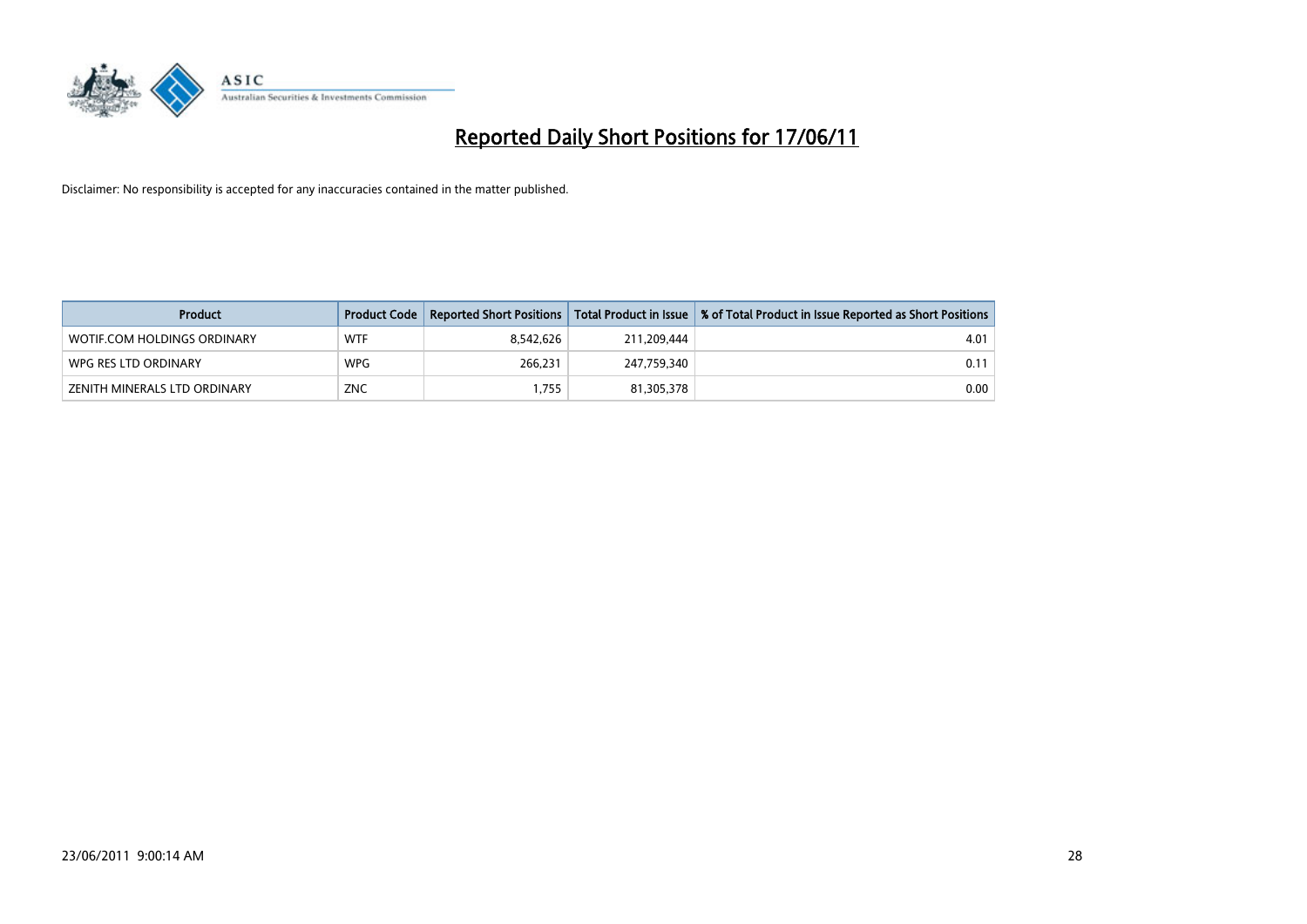# Reported Daily Short Positions for 17/06/11

Disclaimer: No responsibility is accepted for any inaccuracies contained in the matter published.

| Product | Product Code | Reported Short Positions | Total Product in Issue | % of Total Product in Issue Reported as Short Positions |
|---|---|---|---|---|
| WOTIF.COM HOLDINGS ORDINARY | WTF | 8,542,626 | 211,209,444 | 4.01 |
| WPG RES LTD ORDINARY | WPG | 266,231 | 247,759,340 | 0.11 |
| ZENITH MINERALS LTD ORDINARY | ZNC | 1,755 | 81,305,378 | 0.00 |